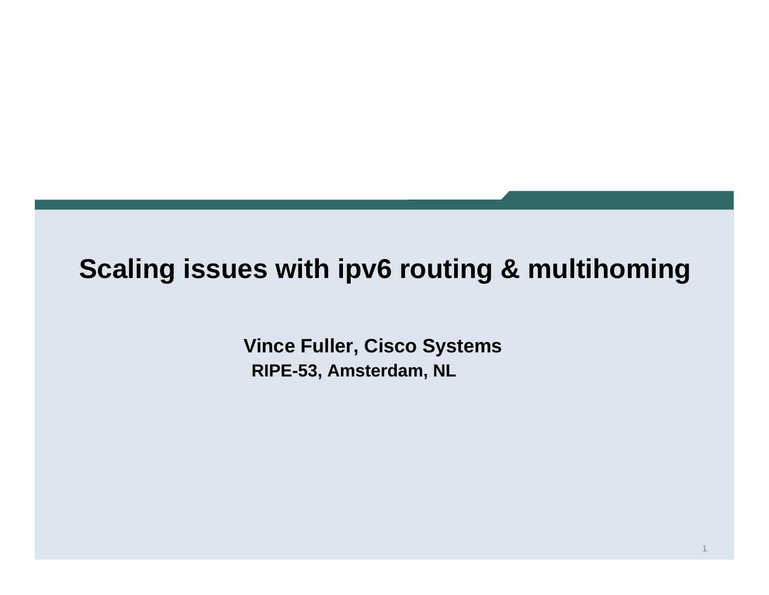# Scaling issues with ipv6 routing & multihoming

**Vince Fuller, Cisco Systems**

**RIPE-53, Amsterdam, NL**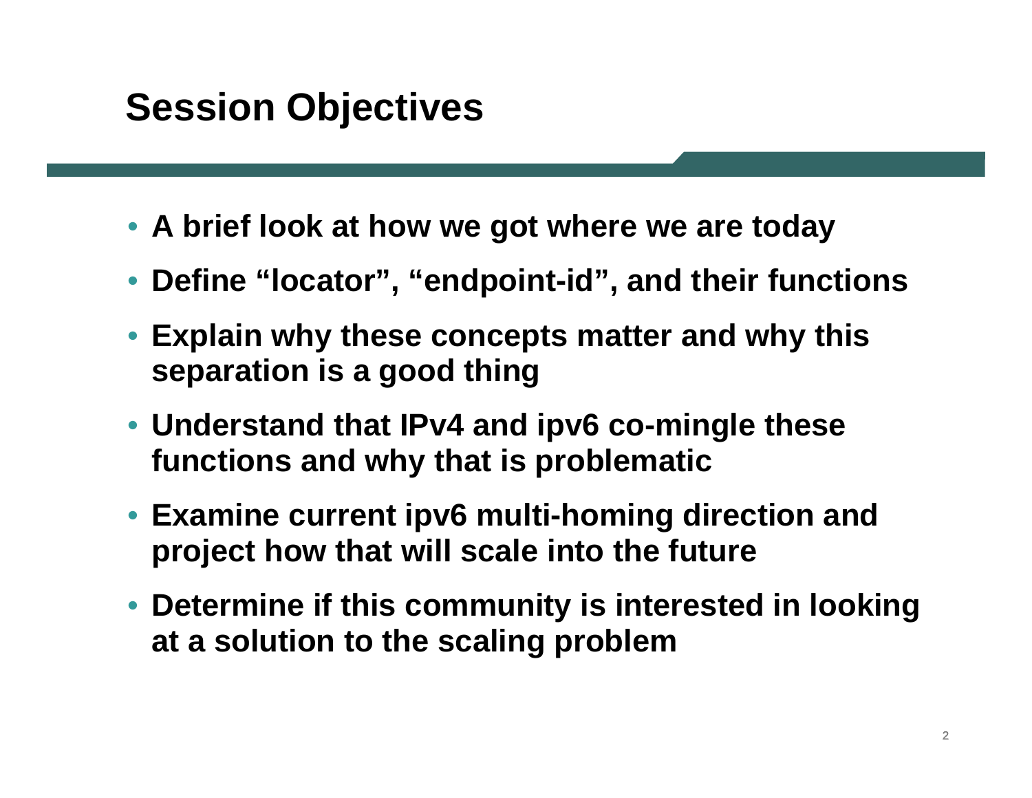# Session Objectives

- **A brief look at how we got where we are today**
- **Define “locator”, “endpoint-id”, and their functions**
- **Explain why these concepts matter and why this separation is a good thing**
- **Understand that IPv4 and ipv6 co-mingle these functions and why that is problematic**
- **Examine current ipv6 multi-homing direction and project how that will scale into the future**
- **Determine if this community is interested in looking at a solution to the scaling problem**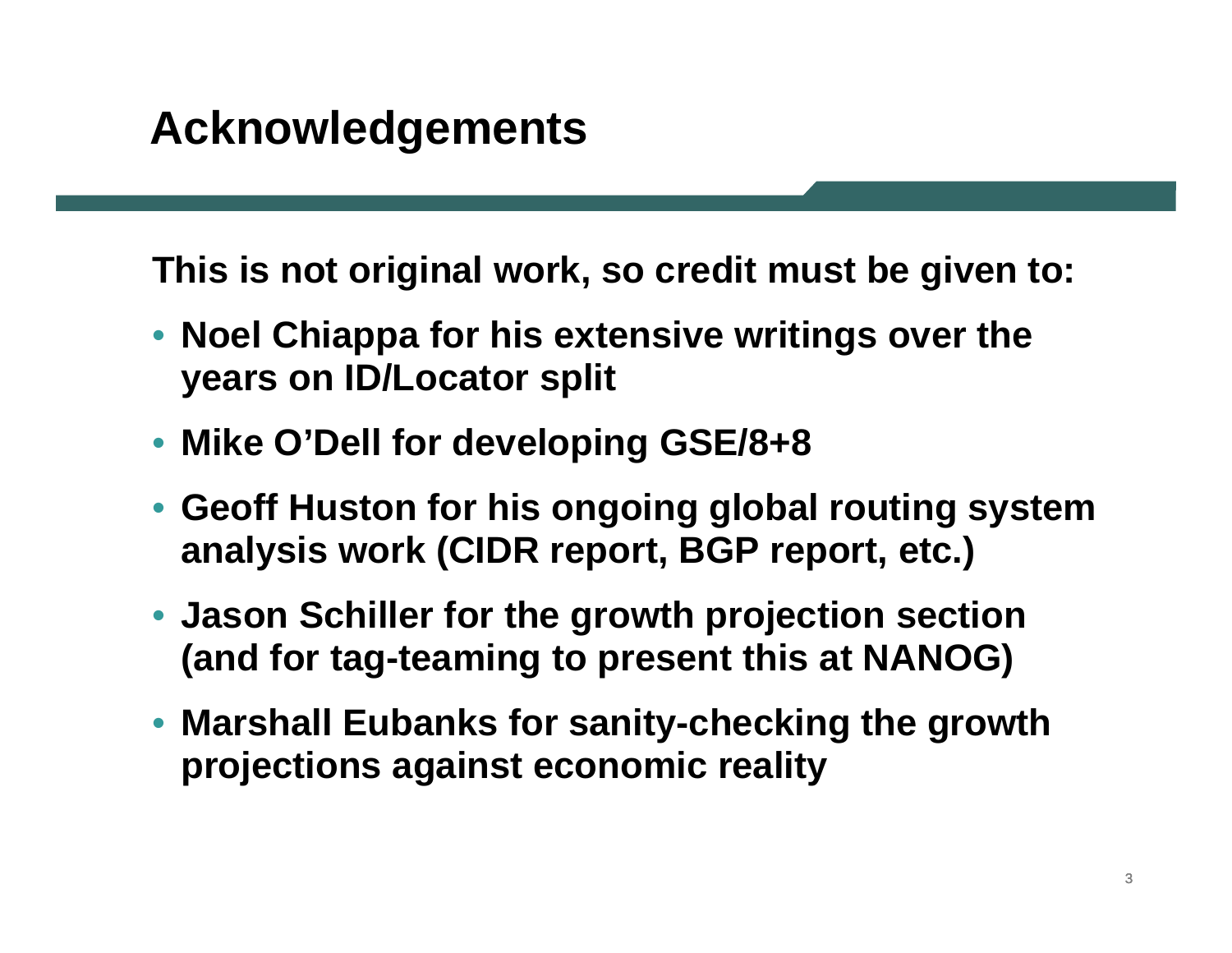# Acknowledgements

**This is not original work, so credit must be given to:**

- **Noel Chiappa for his extensive writings over the years on ID/Locator split**
- **Mike O'Dell for developing GSE/8+8**
- **Geoff Huston for his ongoing global routing system analysis work (CIDR report, BGP report, etc.)**
- **Jason Schiller for the growth projection section (and for tag-teaming to present this at NANOG)**
- **Marshall Eubanks for sanity-checking the growth projections against economic reality**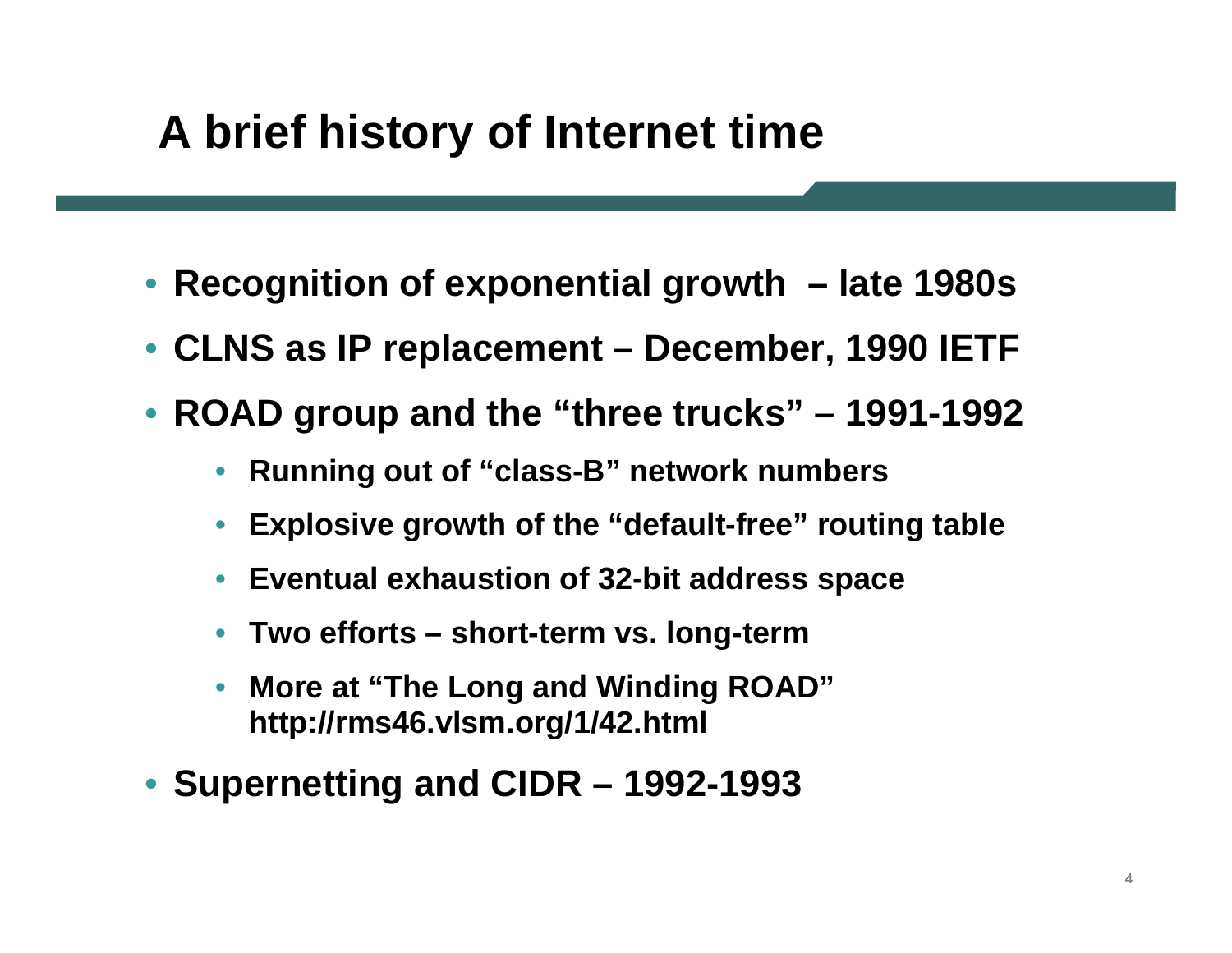# A brief history of Internet time

- **Recognition of exponential growth – late 1980s**
- **CLNS as IP replacement – December, 1990 IETF**
- **ROAD group and the "three trucks" – 1991-1992**
  - **Running out of "class-B" network numbers**
  - **Explosive growth of the "default-free" routing table**
  - **Eventual exhaustion of 32-bit address space**
  - **Two efforts – short-term vs. long-term**
  - **More at "The Long and Winding ROAD" http://rms46.vlsm.org/1/42.html**
- **Supernetting and CIDR – 1992-1993**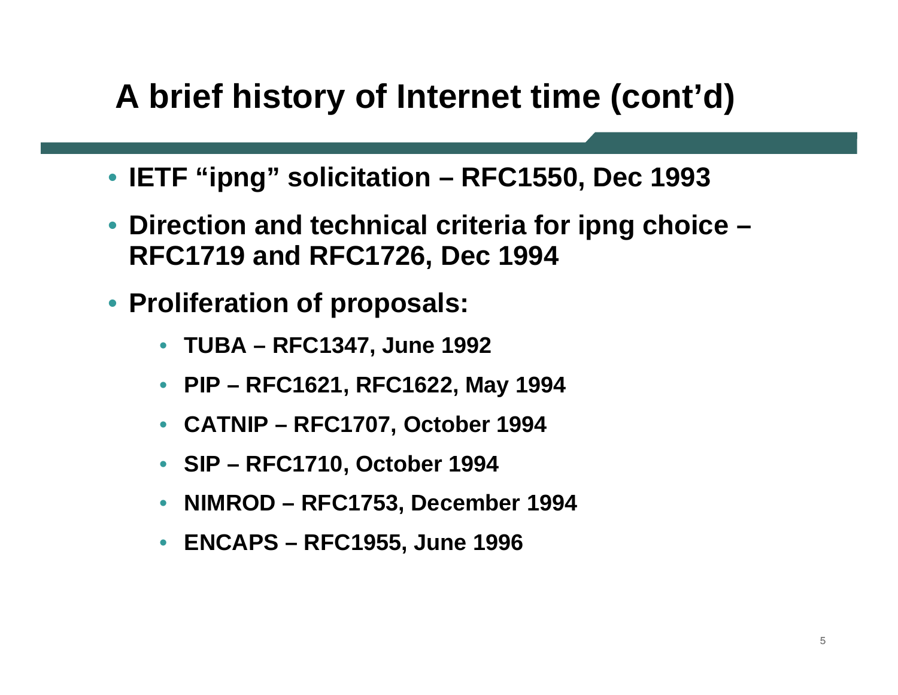# A brief history of Internet time (cont'd)

- IETF "ipng" solicitation – RFC1550, Dec 1993
- Direction and technical criteria for ipng choice – RFC1719 and RFC1726, Dec 1994
- Proliferation of proposals:
  - TUBA – RFC1347, June 1992
  - PIP – RFC1621, RFC1622, May 1994
  - CATNIP – RFC1707, October 1994
  - SIP – RFC1710, October 1994
  - NIMROD – RFC1753, December 1994
  - ENCAPS – RFC1955, June 1996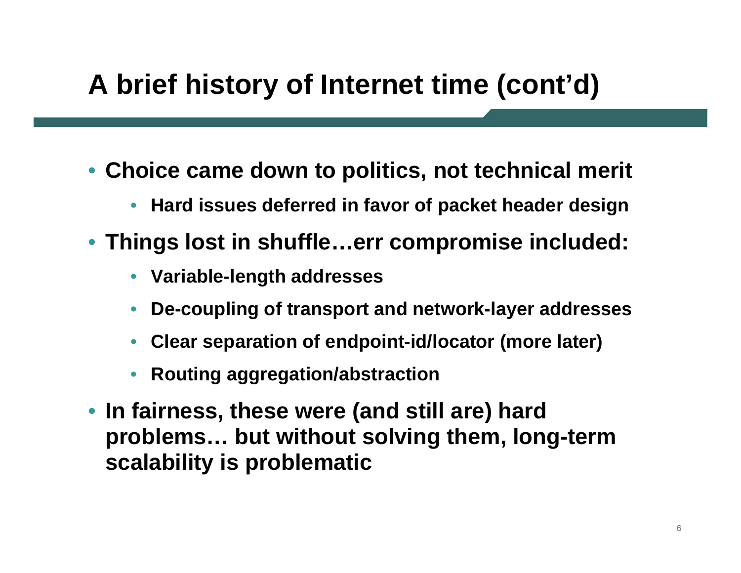# A brief history of Internet time (cont'd)

- **Choice came down to politics, not technical merit**
  - **Hard issues deferred in favor of packet header design**
- **Things lost in shuffle…err compromise included:**
  - **Variable-length addresses**
  - **De-coupling of transport and network-layer addresses**
  - **Clear separation of endpoint-id/locator (more later)**
  - **Routing aggregation/abstraction**
- **In fairness, these were (and still are) hard problems… but without solving them, long-term scalability is problematic**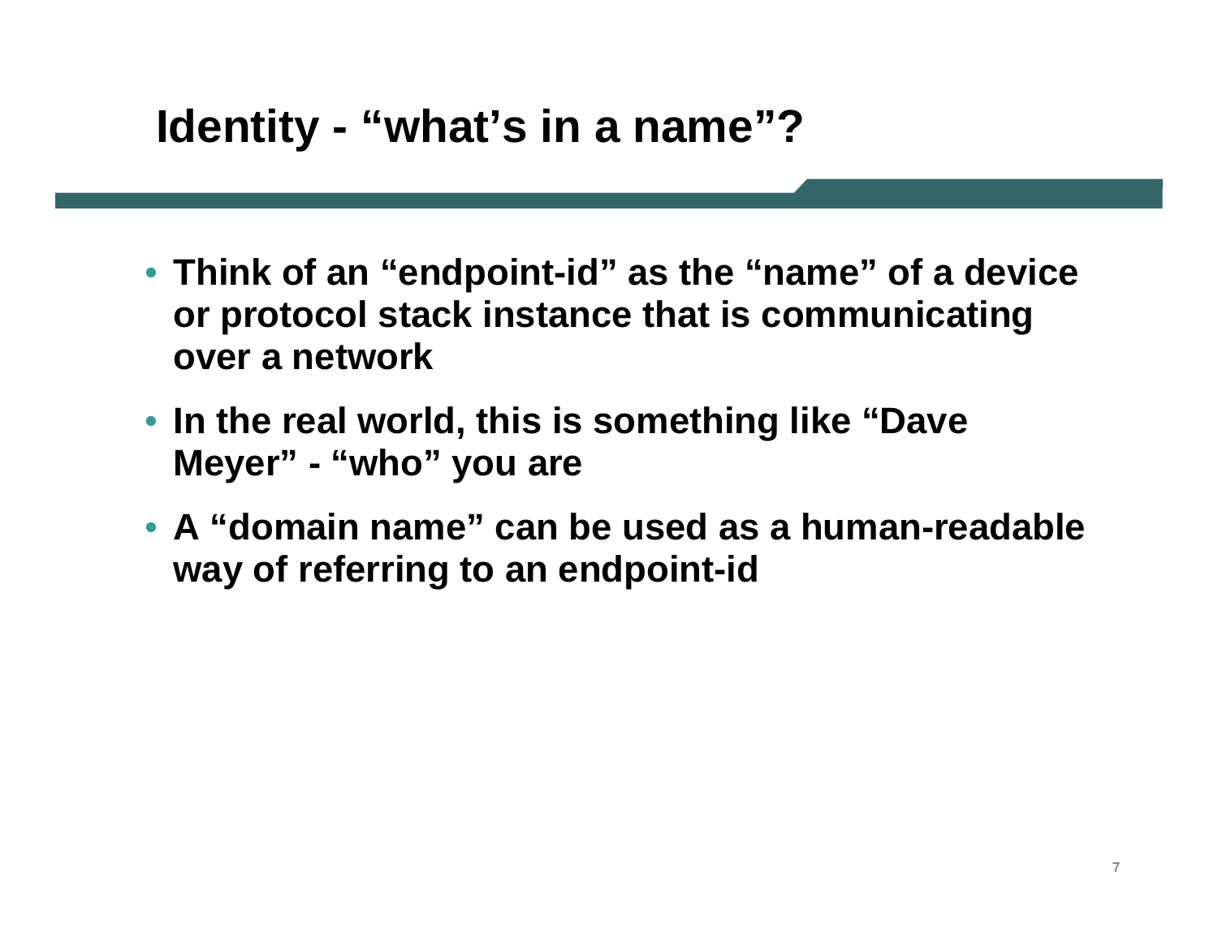# Identity - “what’s in a name”?

- **Think of an “endpoint-id” as the “name” of a device or protocol stack instance that is communicating over a network**
- **In the real world, this is something like “Dave Meyer” - “who” you are**
- **A “domain name” can be used as a human-readable way of referring to an endpoint-id**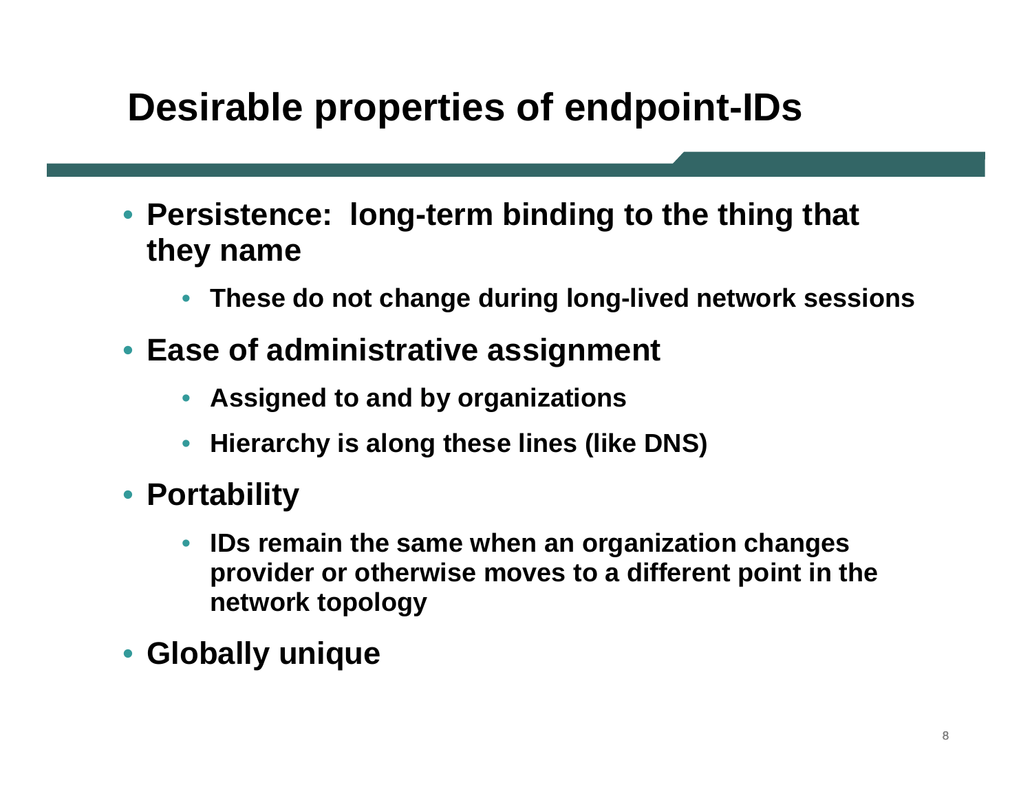# Desirable properties of endpoint-IDs

- **Persistence: long-term binding to the thing that they name**
  - **These do not change during long-lived network sessions**
- **Ease of administrative assignment**
  - **Assigned to and by organizations**
  - **Hierarchy is along these lines (like DNS)**
- **Portability**
  - **IDs remain the same when an organization changes provider or otherwise moves to a different point in the network topology**
- **Globally unique**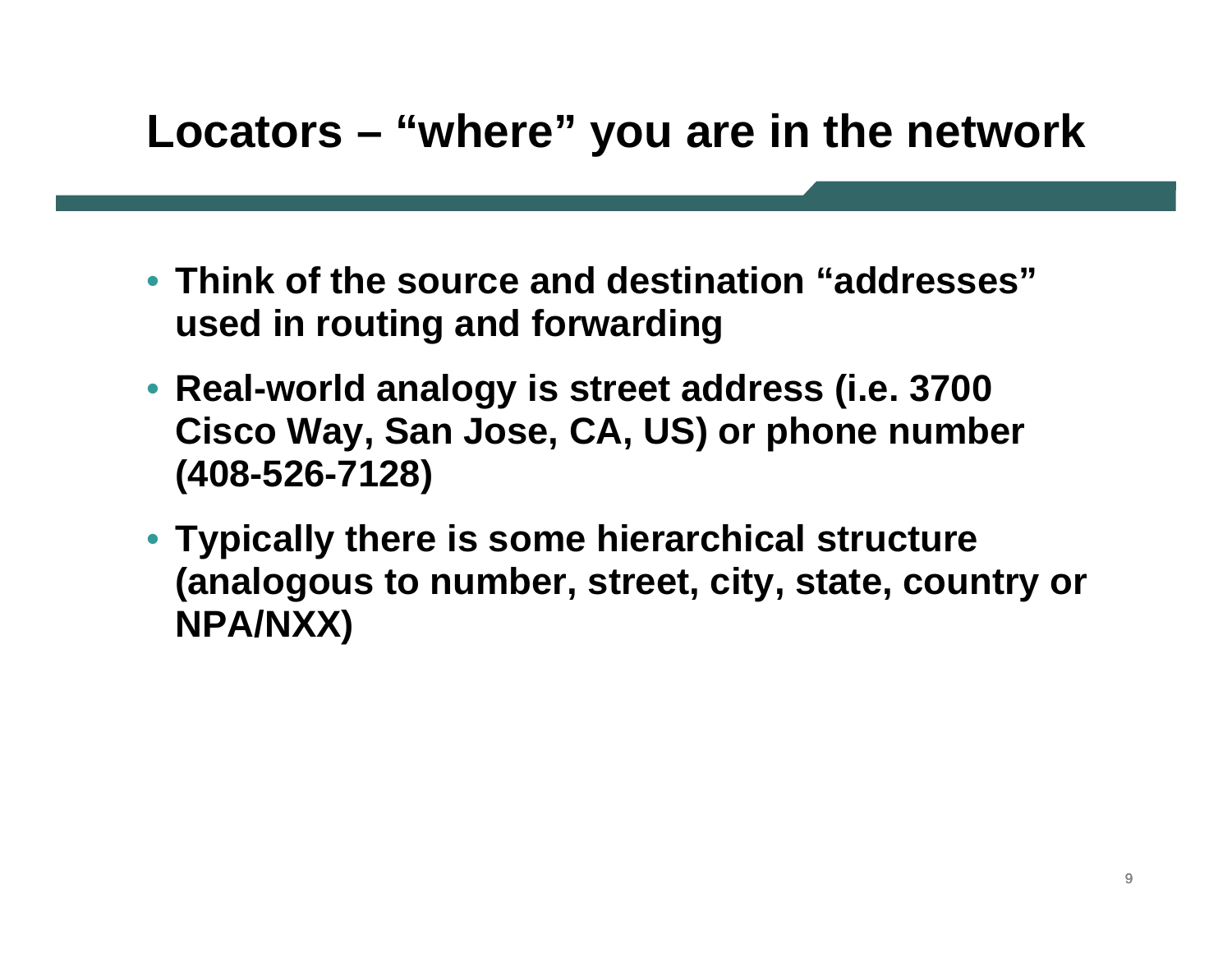# Locators – "where" you are in the network

- Think of the source and destination "addresses" used in routing and forwarding
- Real-world analogy is street address (i.e. 3700 Cisco Way, San Jose, CA, US) or phone number (408-526-7128)
- Typically there is some hierarchical structure (analogous to number, street, city, state, country or NPA/NXX)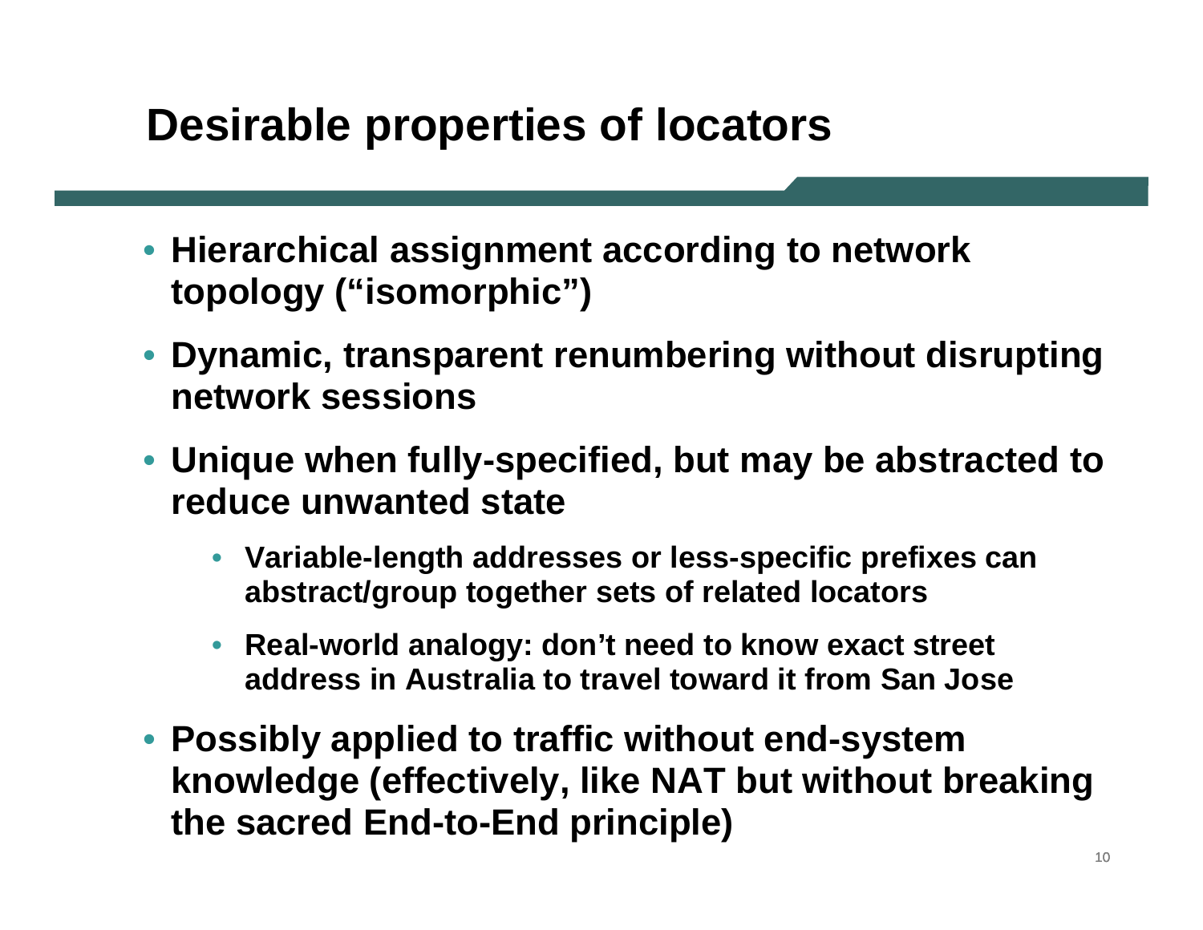# Desirable properties of locators

- Hierarchical assignment according to network topology ("isomorphic")
- Dynamic, transparent renumbering without disrupting network sessions
- Unique when fully-specified, but may be abstracted to reduce unwanted state
  - Variable-length addresses or less-specific prefixes can abstract/group together sets of related locators
  - Real-world analogy: don't need to know exact street address in Australia to travel toward it from San Jose
- Possibly applied to traffic without end-system knowledge (effectively, like NAT but without breaking the sacred End-to-End principle)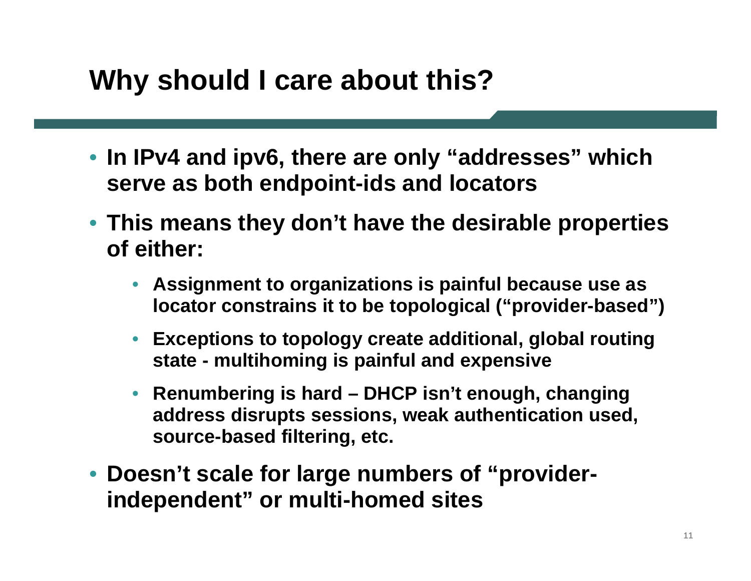# Why should I care about this?

- **In IPv4 and ipv6, there are only "addresses" which serve as both endpoint-ids and locators**
- **This means they don't have the desirable properties of either:**
  - **Assignment to organizations is painful because use as locator constrains it to be topological ("provider-based")**
  - **Exceptions to topology create additional, global routing state - multihoming is painful and expensive**
  - **Renumbering is hard – DHCP isn't enough, changing address disrupts sessions, weak authentication used, source-based filtering, etc.**
- **Doesn't scale for large numbers of "provider-independent" or multi-homed sites**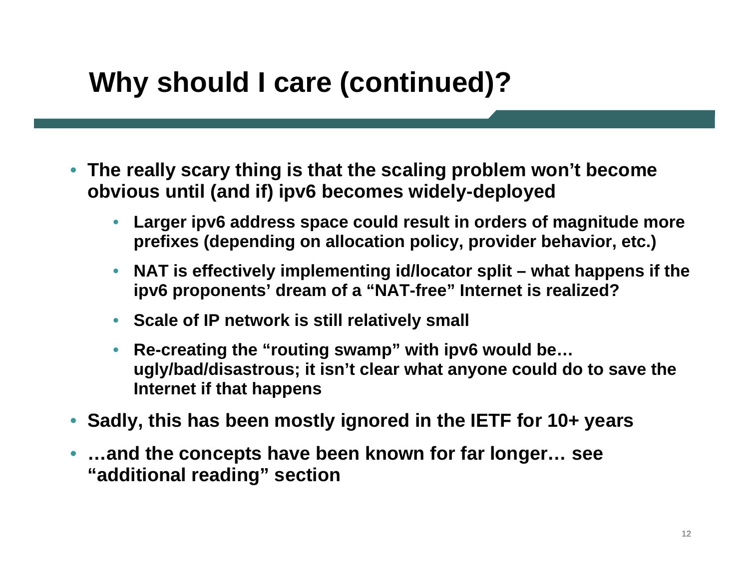# Why should I care (continued)?

- **The really scary thing is that the scaling problem won't become obvious until (and if) ipv6 becomes widely-deployed**
    - **Larger ipv6 address space could result in orders of magnitude more prefixes (depending on allocation policy, provider behavior, etc.)**
    - **NAT is effectively implementing id/locator split – what happens if the ipv6 proponents' dream of a "NAT-free" Internet is realized?**
    - **Scale of IP network is still relatively small**
    - **Re-creating the "routing swamp" with ipv6 would be… ugly/bad/disastrous; it isn't clear what anyone could do to save the Internet if that happens**
- **Sadly, this has been mostly ignored in the IETF for 10+ years**
- **…and the concepts have been known for far longer… see "additional reading" section**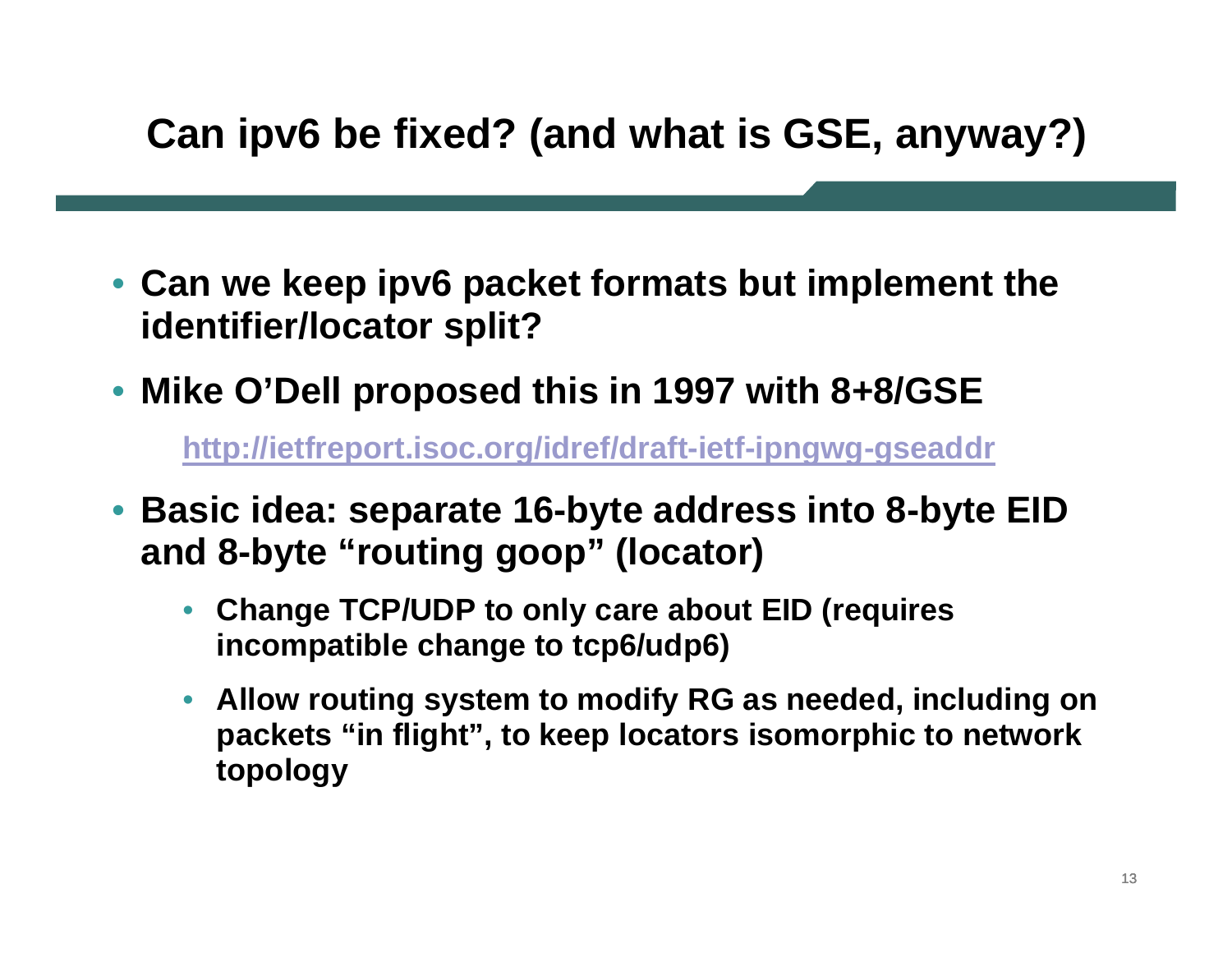# Can ipv6 be fixed? (and what is GSE, anyway?)

- **Can we keep ipv6 packet formats but implement the identifier/locator split?**
- **Mike O'Dell proposed this in 1997 with 8+8/GSE**

  **[http://ietfreport.isoc.org/idref/draft-ietf-ipngwg-gseaddr](http://ietfreport.isoc.org/idref/draft-ietf-ipngwg-gseaddr)**

- **Basic idea: separate 16-byte address into 8-byte EID and 8-byte "routing goop" (locator)**
  - **Change TCP/UDP to only care about EID (requires incompatible change to tcp6/udp6)**
  - **Allow routing system to modify RG as needed, including on packets "in flight", to keep locators isomorphic to network topology**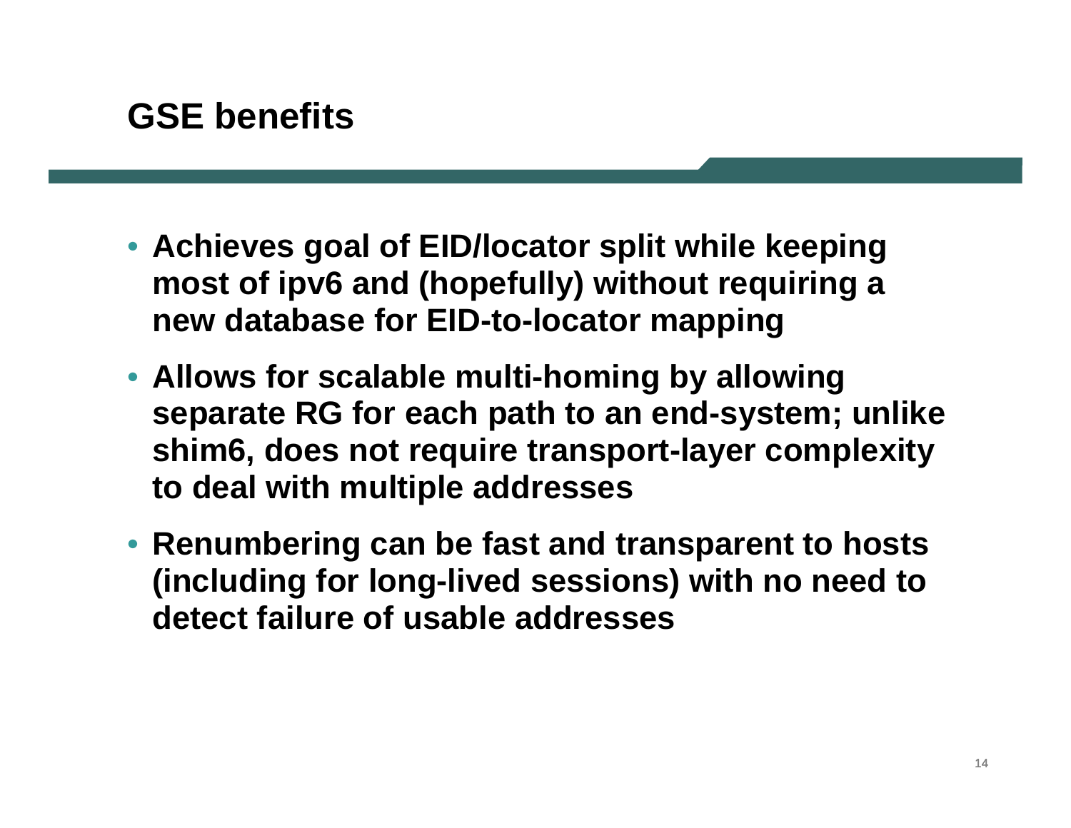## GSE benefits

- **Achieves goal of EID/locator split while keeping most of ipv6 and (hopefully) without requiring a new database for EID-to-locator mapping**
- **Allows for scalable multi-homing by allowing separate RG for each path to an end-system; unlike shim6, does not require transport-layer complexity to deal with multiple addresses**
- **Renumbering can be fast and transparent to hosts (including for long-lived sessions) with no need to detect failure of usable addresses**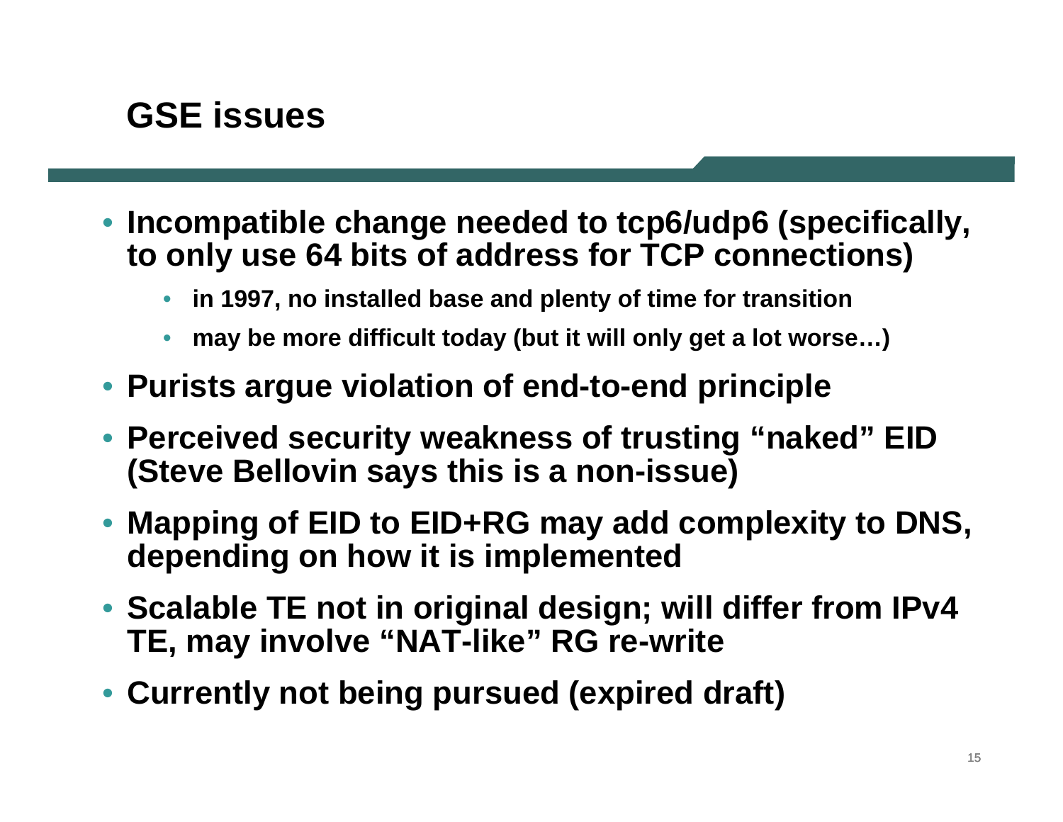# GSE issues

- Incompatible change needed to tcp6/udp6 (specifically, to only use 64 bits of address for TCP connections)
  - in 1997, no installed base and plenty of time for transition
  - may be more difficult today (but it will only get a lot worse…)
- Purists argue violation of end-to-end principle
- Perceived security weakness of trusting "naked" EID (Steve Bellovin says this is a non-issue)
- Mapping of EID to EID+RG may add complexity to DNS, depending on how it is implemented
- Scalable TE not in original design; will differ from IPv4 TE, may involve "NAT-like" RG re-write
- Currently not being pursued (expired draft)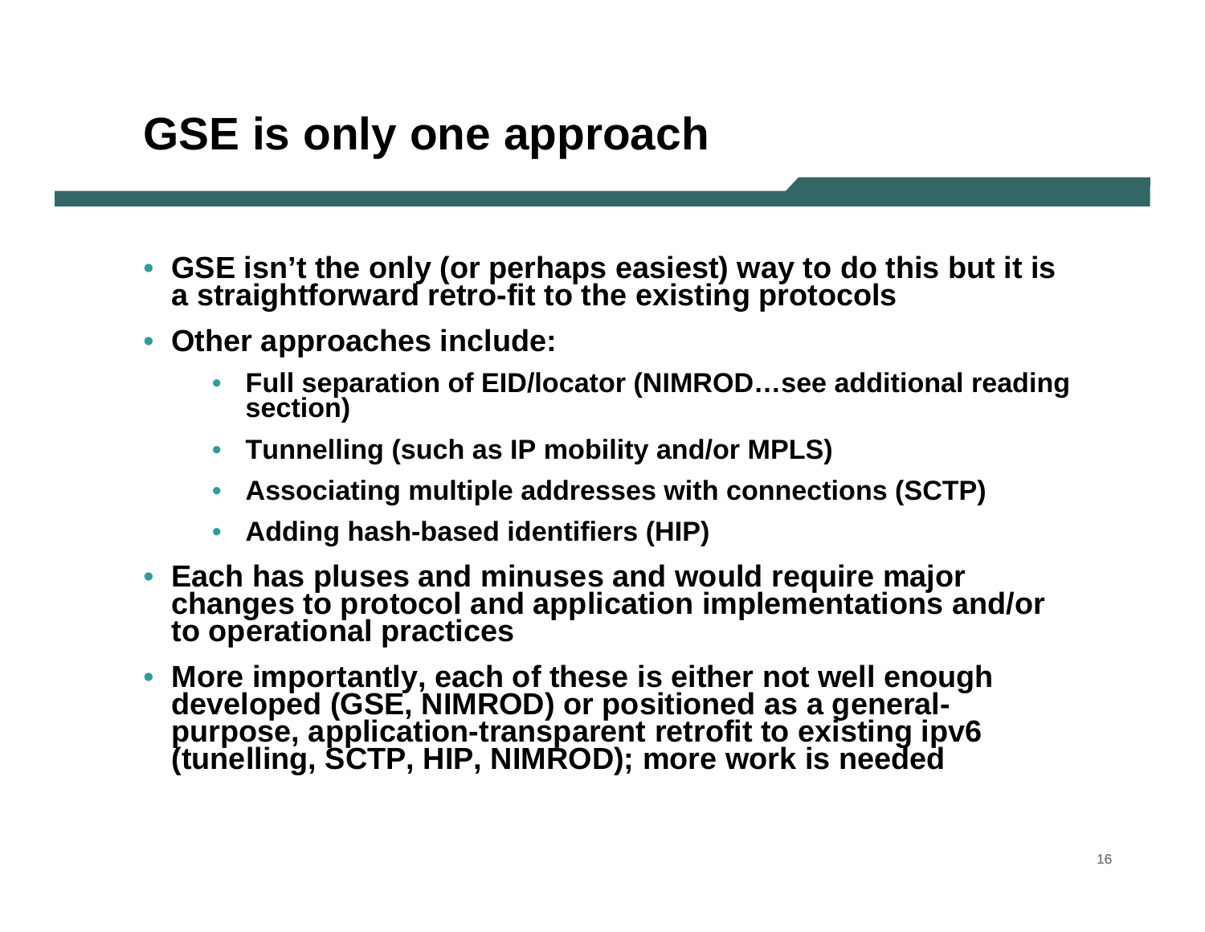# GSE is only one approach

- GSE isn't the only (or perhaps easiest) way to do this but it is a straightforward retro-fit to the existing protocols
- Other approaches include:
  - Full separation of EID/locator (NIMROD…see additional reading section)
  - Tunnelling (such as IP mobility and/or MPLS)
  - Associating multiple addresses with connections (SCTP)
  - Adding hash-based identifiers (HIP)
- Each has pluses and minuses and would require major changes to protocol and application implementations and/or to operational practices
- More importantly, each of these is either not well enough developed (GSE, NIMROD) or positioned as a general-purpose, application-transparent retrofit to existing ipv6 (tunelling, SCTP, HIP, NIMROD); more work is needed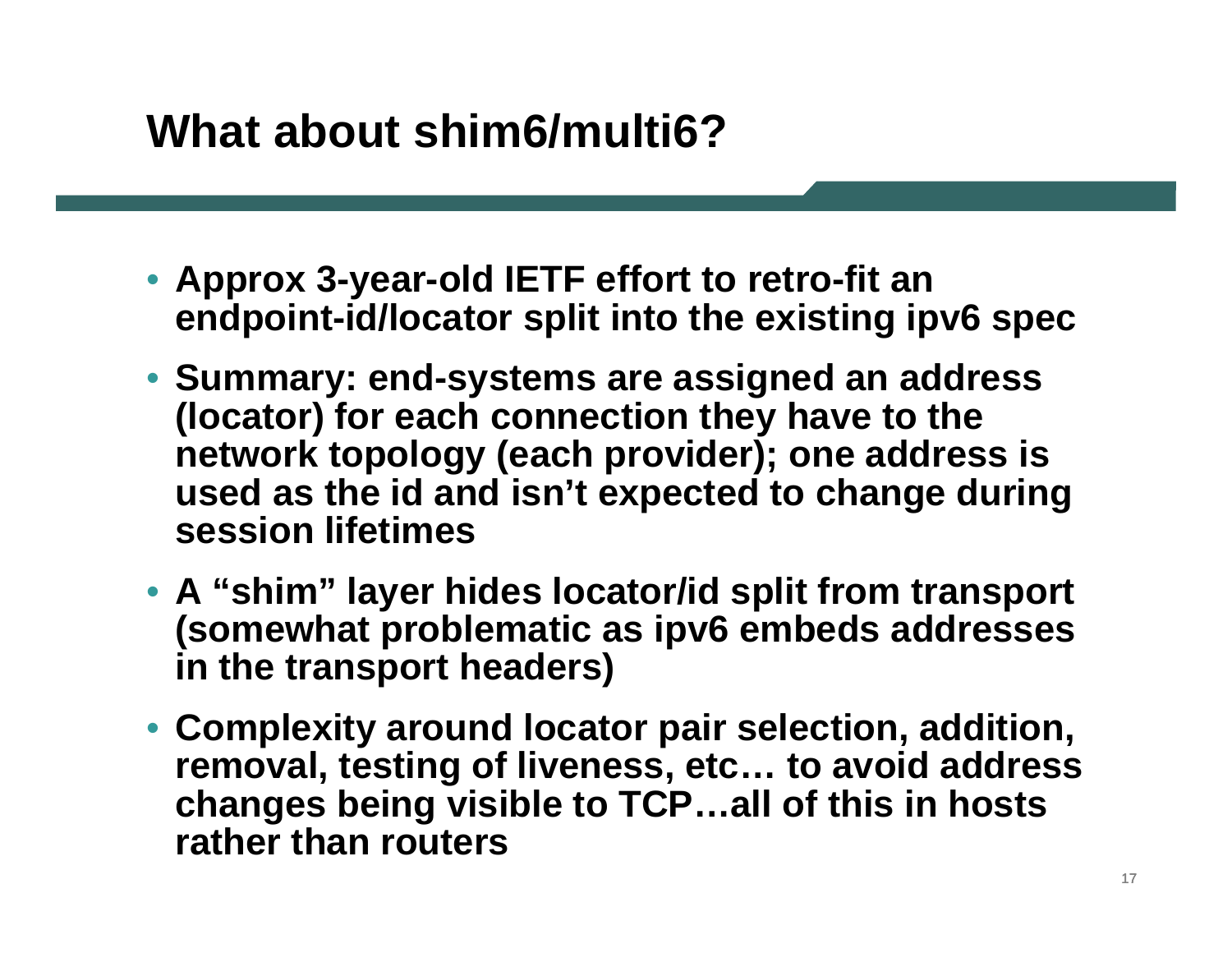# What about shim6/multi6?

- Approx 3-year-old IETF effort to retro-fit an endpoint-id/locator split into the existing ipv6 spec
- Summary: end-systems are assigned an address (locator) for each connection they have to the network topology (each provider); one address is used as the id and isn’t expected to change during session lifetimes
- A “shim” layer hides locator/id split from transport (somewhat problematic as ipv6 embeds addresses in the transport headers)
- Complexity around locator pair selection, addition, removal, testing of liveness, etc… to avoid address changes being visible to TCP…all of this in hosts rather than routers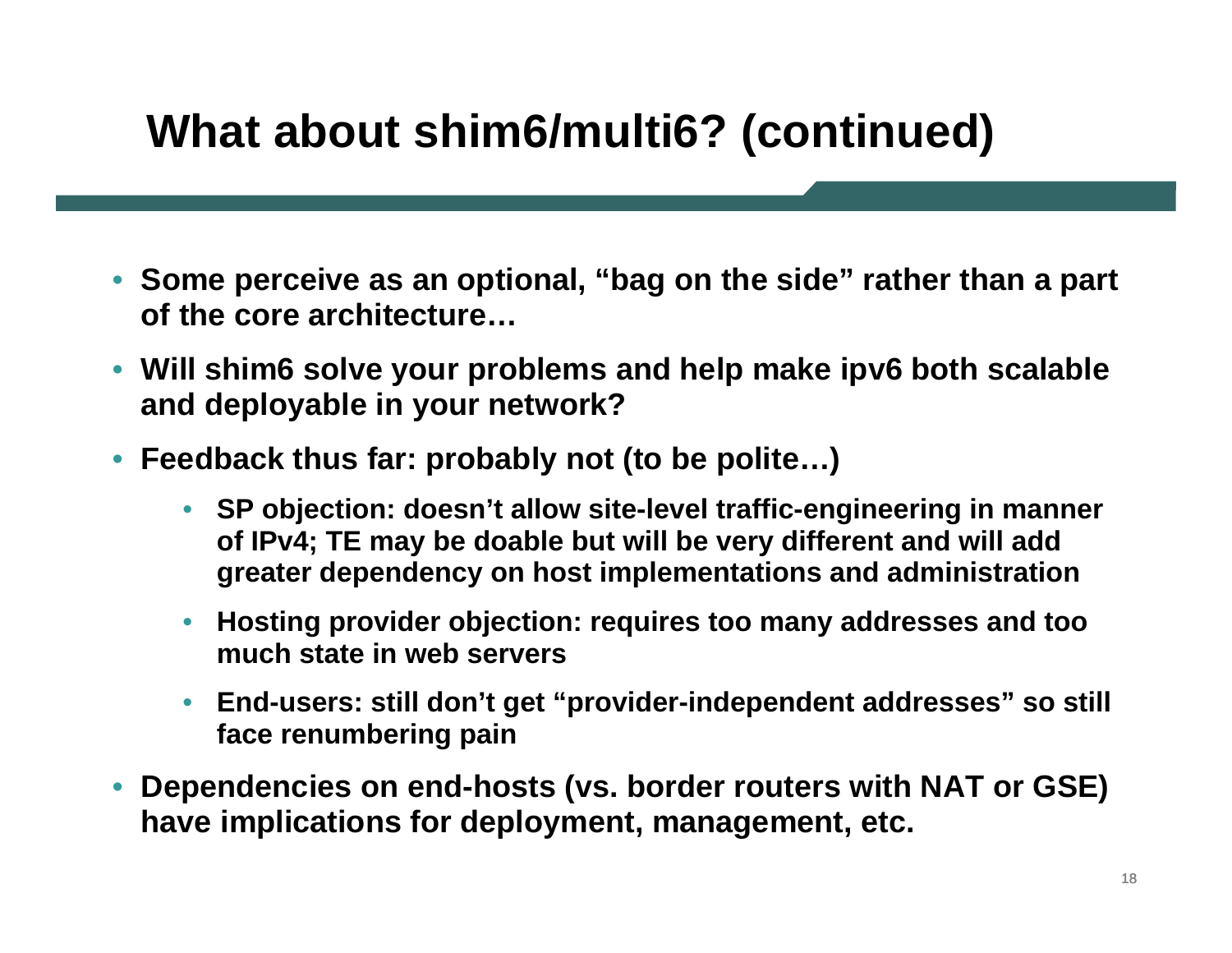# What about shim6/multi6? (continued)

- **Some perceive as an optional, "bag on the side" rather than a part of the core architecture…**
- **Will shim6 solve your problems and help make ipv6 both scalable and deployable in your network?**
- **Feedback thus far: probably not (to be polite…)**
  - **SP objection: doesn't allow site-level traffic-engineering in manner of IPv4; TE may be doable but will be very different and will add greater dependency on host implementations and administration**
  - **Hosting provider objection: requires too many addresses and too much state in web servers**
  - **End-users: still don't get "provider-independent addresses" so still face renumbering pain**
- **Dependencies on end-hosts (vs. border routers with NAT or GSE) have implications for deployment, management, etc.**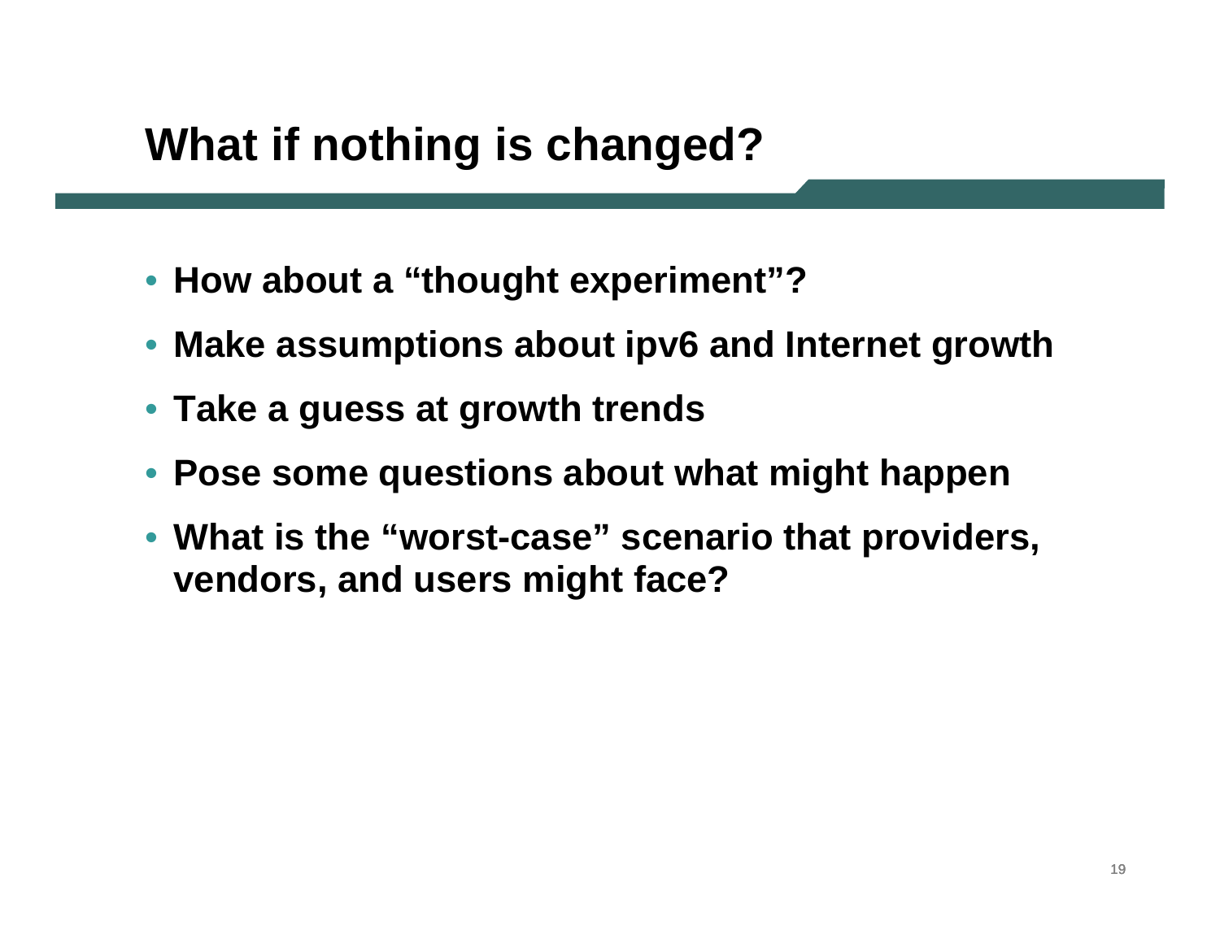# What if nothing is changed?

- **How about a “thought experiment”?**
- **Make assumptions about ipv6 and Internet growth**
- **Take a guess at growth trends**
- **Pose some questions about what might happen**
- **What is the “worst-case” scenario that providers, vendors, and users might face?**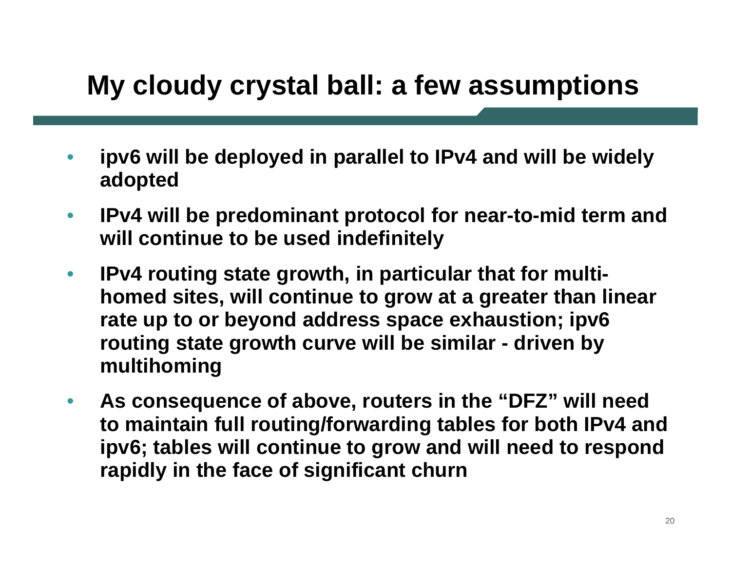# My cloudy crystal ball: a few assumptions

- **ipv6 will be deployed in parallel to IPv4 and will be widely adopted**
- **IPv4 will be predominant protocol for near-to-mid term and will continue to be used indefinitely**
- **IPv4 routing state growth, in particular that for multi-homed sites, will continue to grow at a greater than linear rate up to or beyond address space exhaustion; ipv6 routing state growth curve will be similar - driven by multihoming**
- **As consequence of above, routers in the "DFZ" will need to maintain full routing/forwarding tables for both IPv4 and ipv6; tables will continue to grow and will need to respond rapidly in the face of significant churn**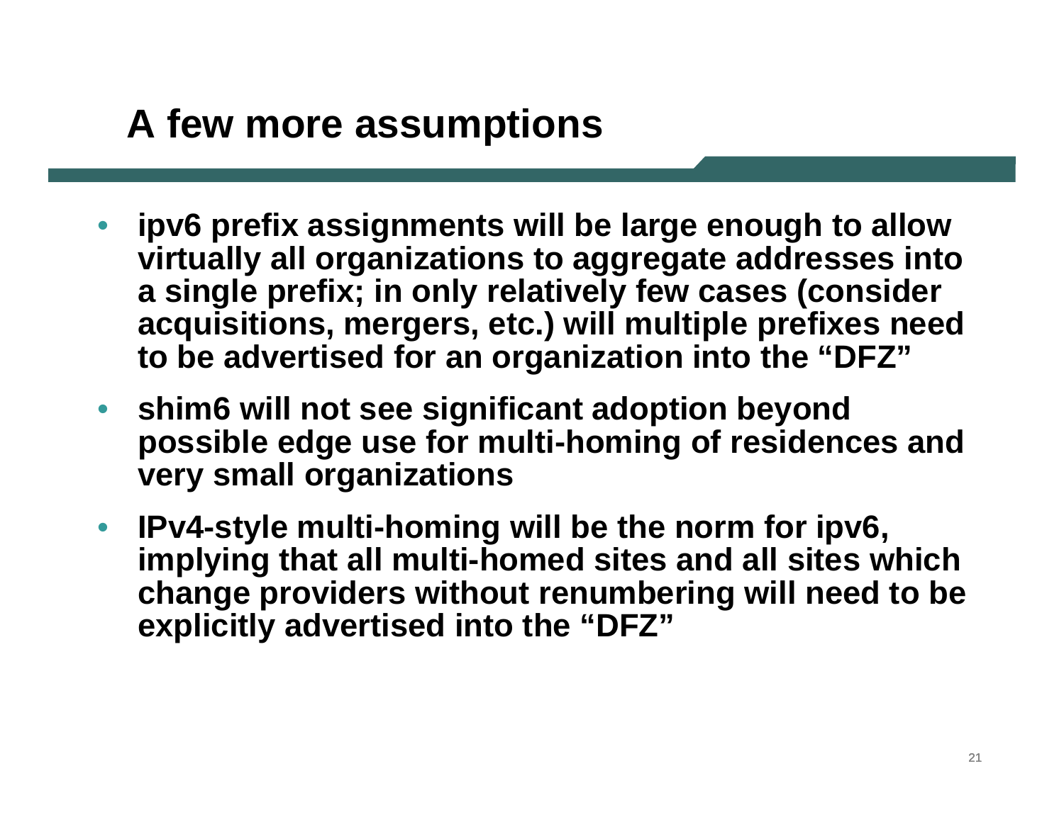# A few more assumptions

- **ipv6 prefix assignments will be large enough to allow virtually all organizations to aggregate addresses into a single prefix; in only relatively few cases (consider acquisitions, mergers, etc.) will multiple prefixes need to be advertised for an organization into the "DFZ"**
- **shim6 will not see significant adoption beyond possible edge use for multi-homing of residences and very small organizations**
- **IPv4-style multi-homing will be the norm for ipv6, implying that all multi-homed sites and all sites which change providers without renumbering will need to be explicitly advertised into the "DFZ"**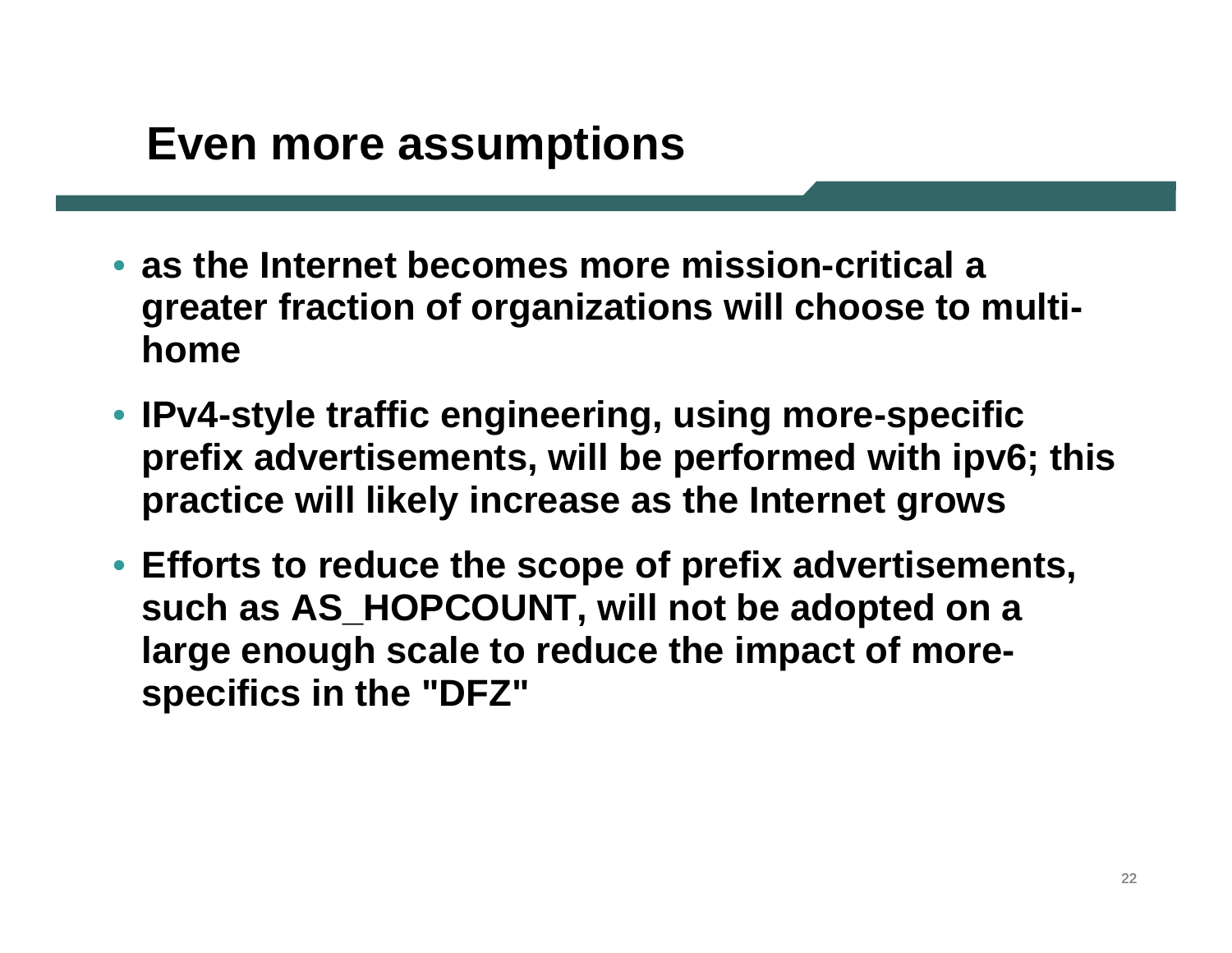# Even more assumptions

- **as the Internet becomes more mission-critical a greater fraction of organizations will choose to multi-home**
- **IPv4-style traffic engineering, using more-specific prefix advertisements, will be performed with ipv6; this practice will likely increase as the Internet grows**
- **Efforts to reduce the scope of prefix advertisements, such as AS_HOPCOUNT, will not be adopted on a large enough scale to reduce the impact of more-specifics in the "DFZ"**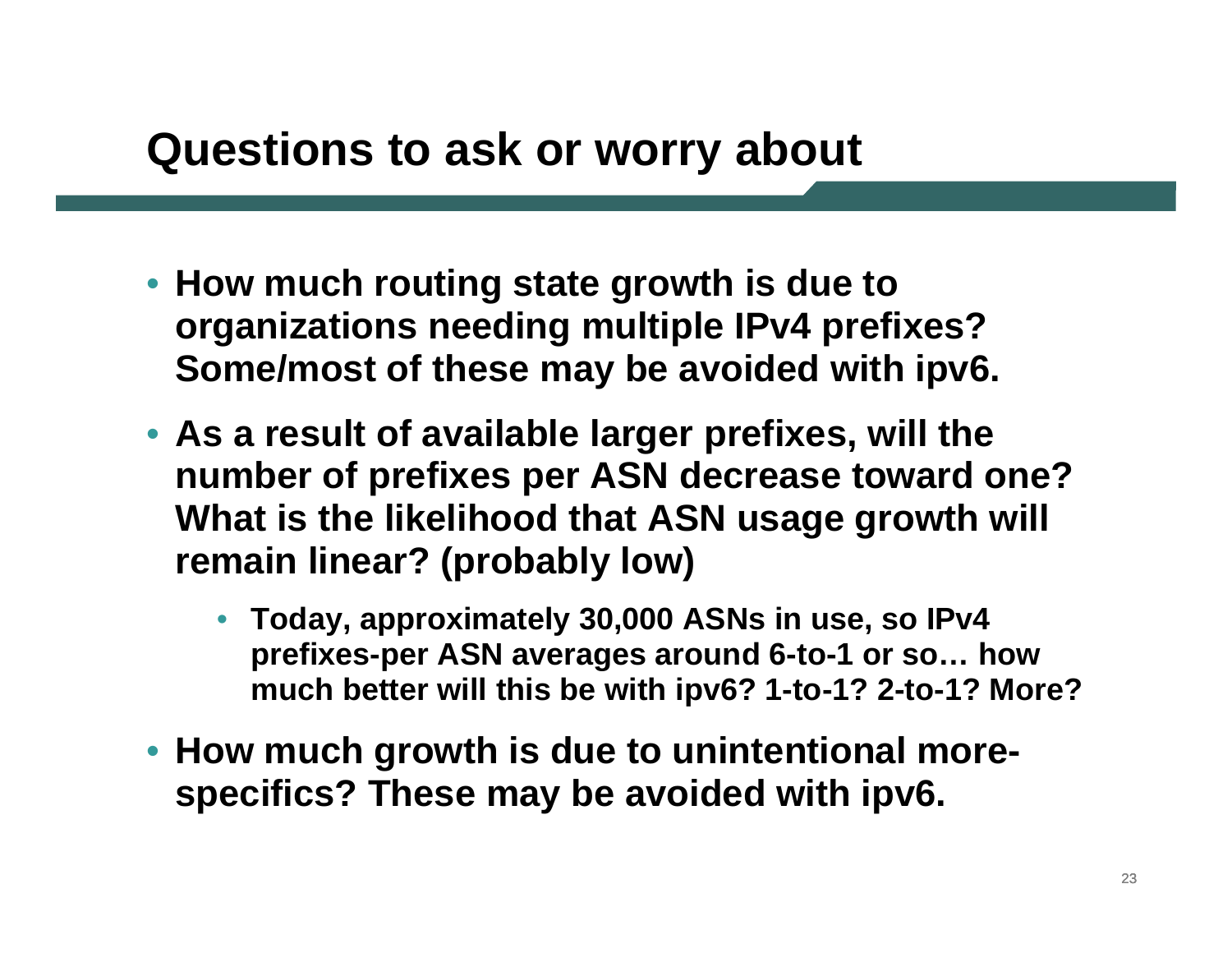# Questions to ask or worry about

- **How much routing state growth is due to organizations needing multiple IPv4 prefixes? Some/most of these may be avoided with ipv6.**
- **As a result of available larger prefixes, will the number of prefixes per ASN decrease toward one? What is the likelihood that ASN usage growth will remain linear? (probably low)**
  - **Today, approximately 30,000 ASNs in use, so IPv4 prefixes-per ASN averages around 6-to-1 or so… how much better will this be with ipv6? 1-to-1? 2-to-1? More?**
- **How much growth is due to unintentional more-specifics? These may be avoided with ipv6.**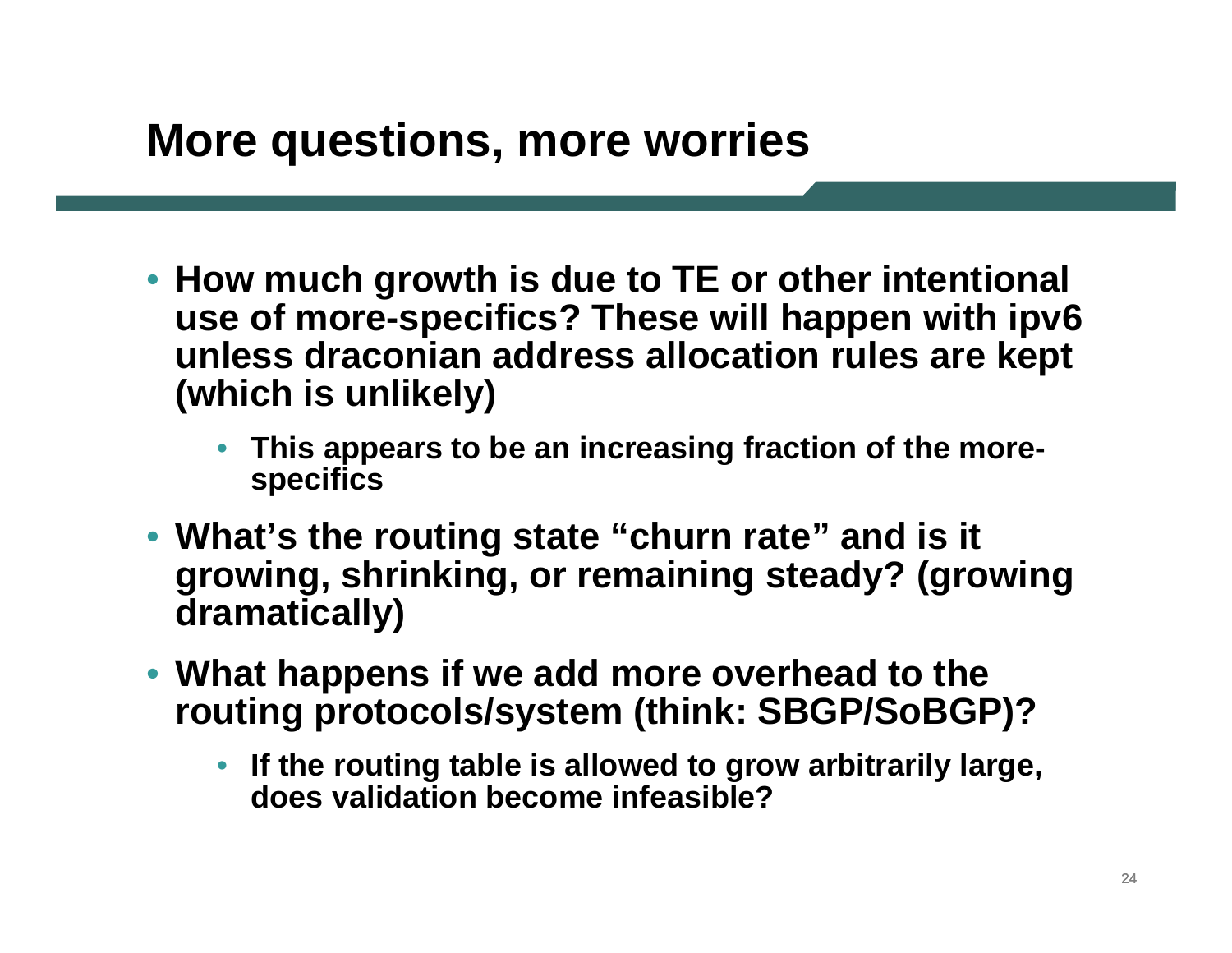# More questions, more worries

- **How much growth is due to TE or other intentional use of more-specifics? These will happen with ipv6 unless draconian address allocation rules are kept (which is unlikely)**
  - **This appears to be an increasing fraction of the more-specifics**
- **What's the routing state "churn rate" and is it growing, shrinking, or remaining steady? (growing dramatically)**
- **What happens if we add more overhead to the routing protocols/system (think: SBGP/SoBGP)?**
  - **If the routing table is allowed to grow arbitrarily large, does validation become infeasible?**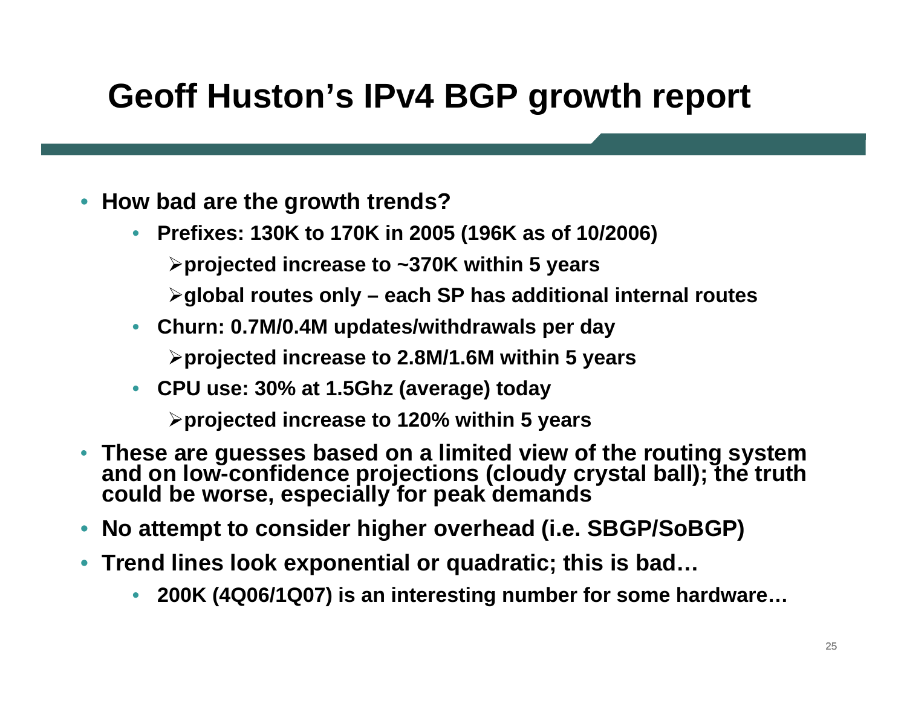# Geoff Huston's IPv4 BGP growth report

- **How bad are the growth trends?**
  - **Prefixes: 130K to 170K in 2005 (196K as of 10/2006)**
    - **projected increase to ~370K within 5 years**
    - **global routes only – each SP has additional internal routes**
  - **Churn: 0.7M/0.4M updates/withdrawals per day**
    - **projected increase to 2.8M/1.6M within 5 years**
  - **CPU use: 30% at 1.5Ghz (average) today**
    - **projected increase to 120% within 5 years**
- **These are guesses based on a limited view of the routing system and on low-confidence projections (cloudy crystal ball); the truth could be worse, especially for peak demands**
- **No attempt to consider higher overhead (i.e. SBGP/SoBGP)**
- **Trend lines look exponential or quadratic; this is bad…**
  - **200K (4Q06/1Q07) is an interesting number for some hardware…**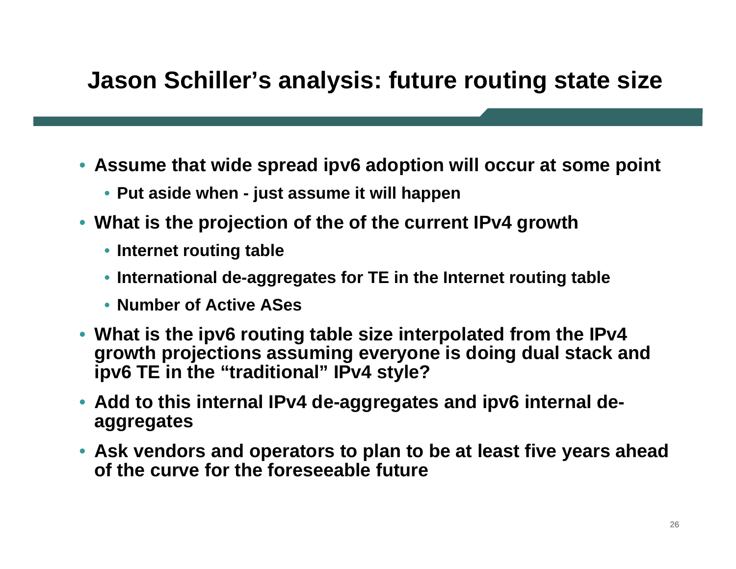# Jason Schiller's analysis: future routing state size

- Assume that wide spread ipv6 adoption will occur at some point
  - Put aside when - just assume it will happen
- What is the projection of the of the current IPv4 growth
  - Internet routing table
  - International de-aggregates for TE in the Internet routing table
  - Number of Active ASes
- What is the ipv6 routing table size interpolated from the IPv4 growth projections assuming everyone is doing dual stack and ipv6 TE in the "traditional" IPv4 style?
- Add to this internal IPv4 de-aggregates and ipv6 internal de-aggregates
- Ask vendors and operators to plan to be at least five years ahead of the curve for the foreseeable future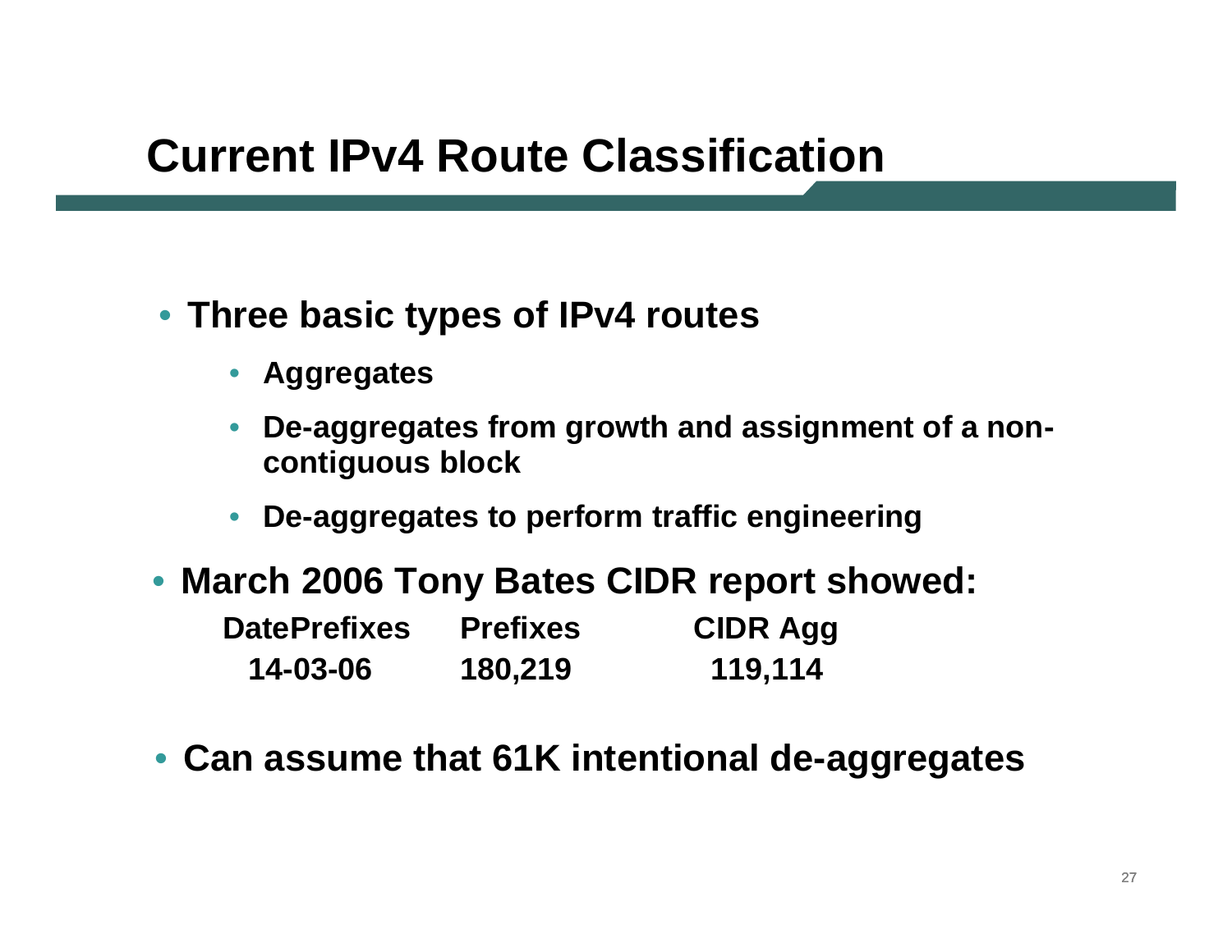# Current IPv4 Route Classification

- **Three basic types of IPv4 routes**
  - **Aggregates**
  - **De-aggregates from growth and assignment of a non-contiguous block**
  - **De-aggregates to perform traffic engineering**
- **March 2006 Tony Bates CIDR report showed:**

| DatePrefixes | Prefixes | CIDR Agg |
|---|---|---|
| 14-03-06 | 180,219 | 119,114 |

- **Can assume that 61K intentional de-aggregates**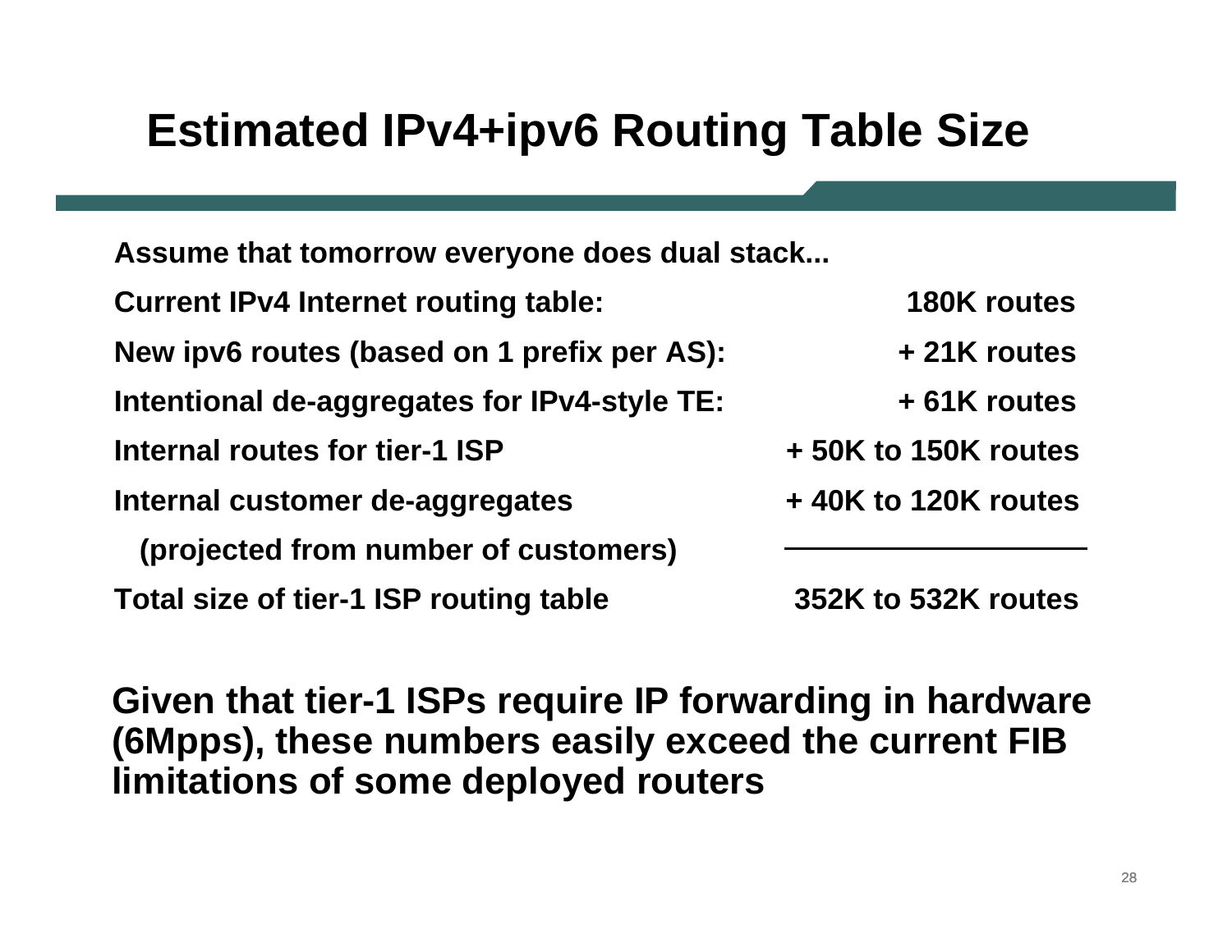# Estimated IPv4+ipv6 Routing Table Size

**Assume that tomorrow everyone does dual stack...**

| | |
|---|---|
| **Current IPv4 Internet routing table:** | **180K routes** |
| **New ipv6 routes (based on 1 prefix per AS):** | **+ 21K routes** |
| **Intentional de-aggregates for IPv4-style TE:** | **+ 61K routes** |
| **Internal routes for tier-1 ISP** | **+ 50K to 150K routes** |
| **Internal customer de-aggregates (projected from number of customers)** | **+ 40K to 120K routes** |
| **Total size of tier-1 ISP routing table** | **352K to 532K routes** |

**Given that tier-1 ISPs require IP forwarding in hardware (6Mpps), these numbers easily exceed the current FIB limitations of some deployed routers**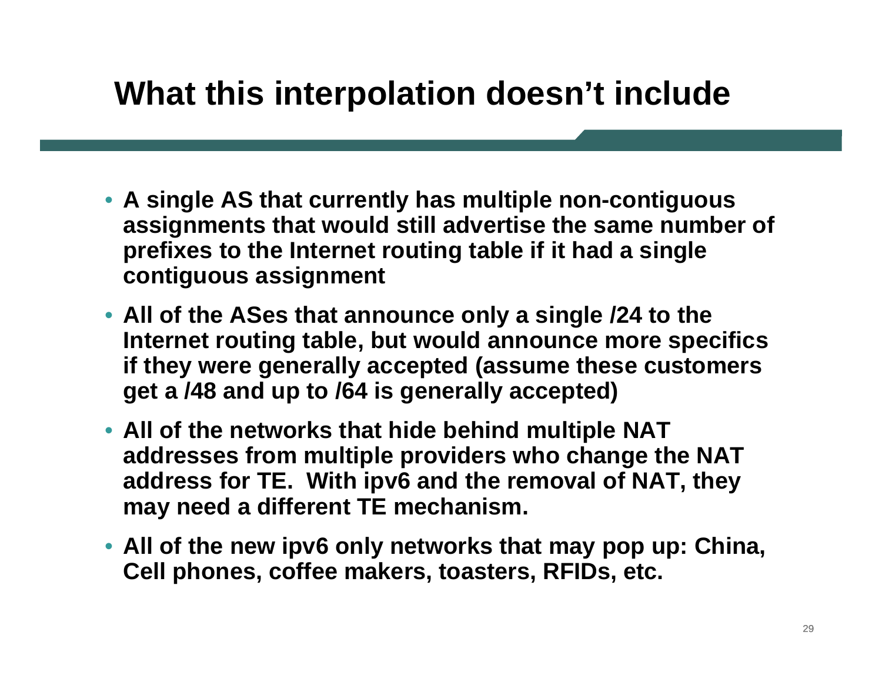# What this interpolation doesn't include

- **A single AS that currently has multiple non-contiguous assignments that would still advertise the same number of prefixes to the Internet routing table if it had a single contiguous assignment**
- **All of the ASes that announce only a single /24 to the Internet routing table, but would announce more specifics if they were generally accepted (assume these customers get a /48 and up to /64 is generally accepted)**
- **All of the networks that hide behind multiple NAT addresses from multiple providers who change the NAT address for TE. With ipv6 and the removal of NAT, they may need a different TE mechanism.**
- **All of the new ipv6 only networks that may pop up: China, Cell phones, coffee makers, toasters, RFIDs, etc.**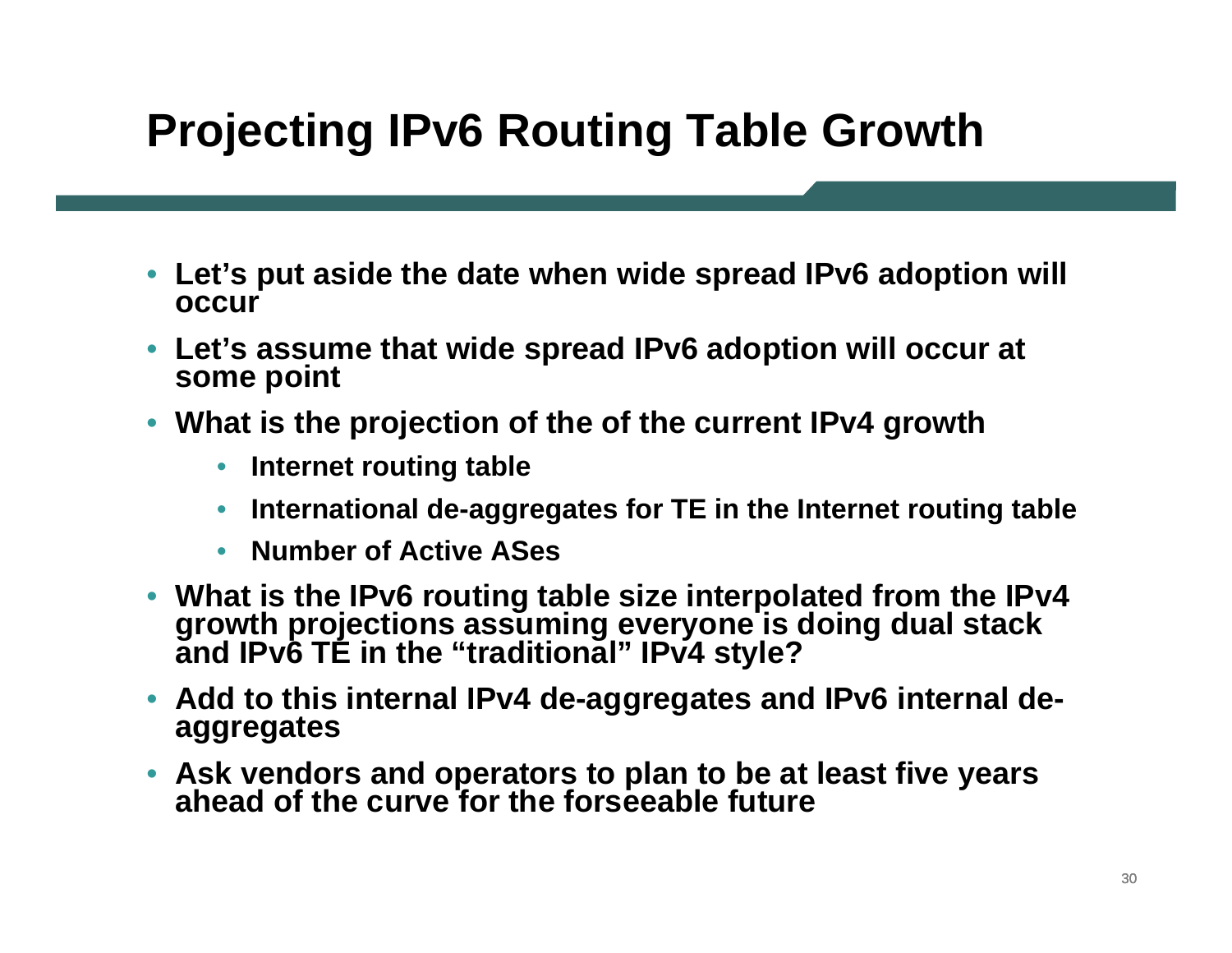# Projecting IPv6 Routing Table Growth

- Let's put aside the date when wide spread IPv6 adoption will occur
- Let's assume that wide spread IPv6 adoption will occur at some point
- What is the projection of the of the current IPv4 growth
    - Internet routing table
    - International de-aggregates for TE in the Internet routing table
    - Number of Active ASes
- What is the IPv6 routing table size interpolated from the IPv4 growth projections assuming everyone is doing dual stack and IPv6 TE in the "traditional" IPv4 style?
- Add to this internal IPv4 de-aggregates and IPv6 internal de-aggregates
- Ask vendors and operators to plan to be at least five years ahead of the curve for the forseeable future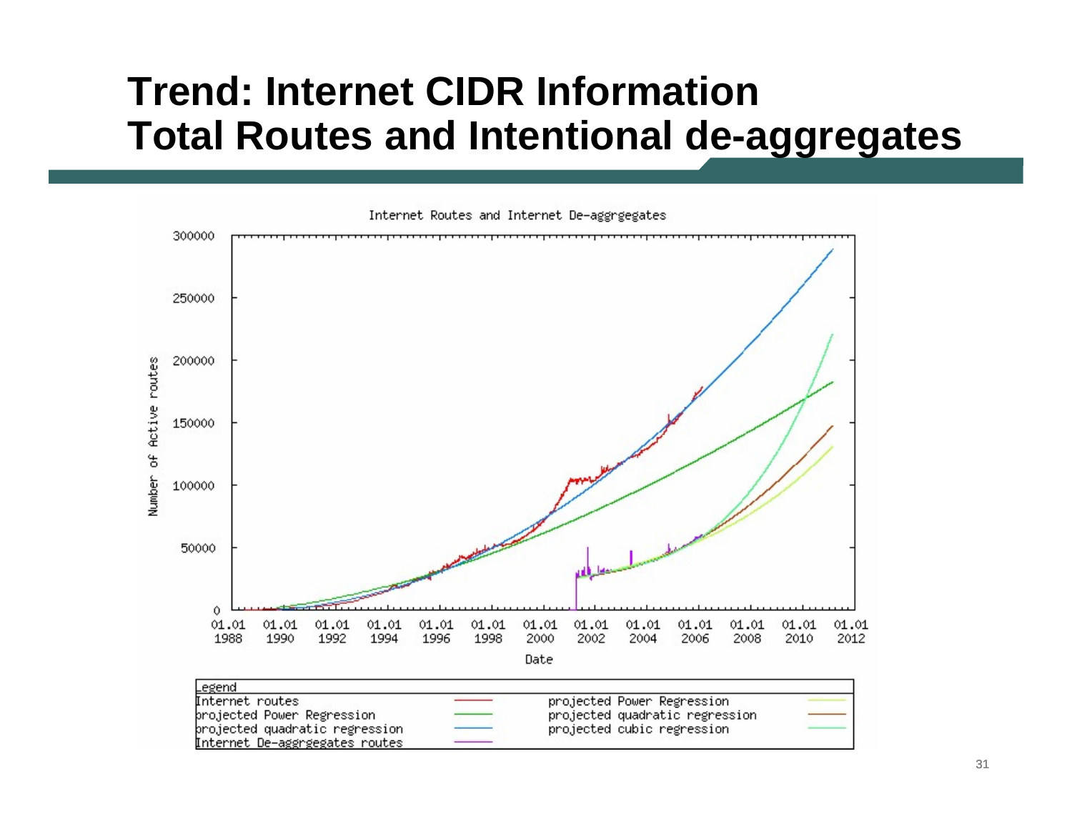# Trend: Internet CIDR Information Total Routes and Intentional de-aggregates

Internet Routes and Internet De-aggrgegates

Number of Active routes: 0, 50000, 100000, 150000, 200000, 250000, 300000

Date: 01.01 1988, 01.01 1990, 01.01 1992, 01.01 1994, 01.01 1996, 01.01 1998, 01.01 2000, 01.01 2002, 01.01 2004, 01.01 2006, 01.01 2008, 01.01 2010, 01.01 2012

Legend

- Internet routes
- projected Power Regression
- projected quadratic regression
- Internet De-aggrgegates routes
- projected Power Regression
- projected quadratic regression
- projected cubic regression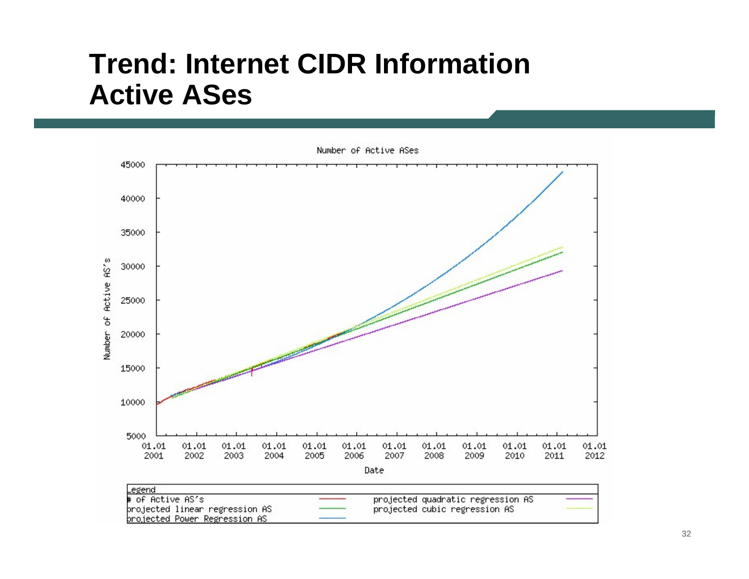# Trend: Internet CIDR Information Active ASes

Number of Active ASes

Number of Active AS's

45000
40000
35000
30000
25000
20000
15000
10000
5000

01.01 2001 | 01.01 2002 | 01.01 2003 | 01.01 2004 | 01.01 2005 | 01.01 2006 | 01.01 2007 | 01.01 2008 | 01.01 2009 | 01.01 2010 | 01.01 2011 | 01.01 2012

Date

Legend
- # of Active AS's
- projected linear regression AS
- projected Power Regression AS
- projected quadratic regression AS
- projected cubic regression AS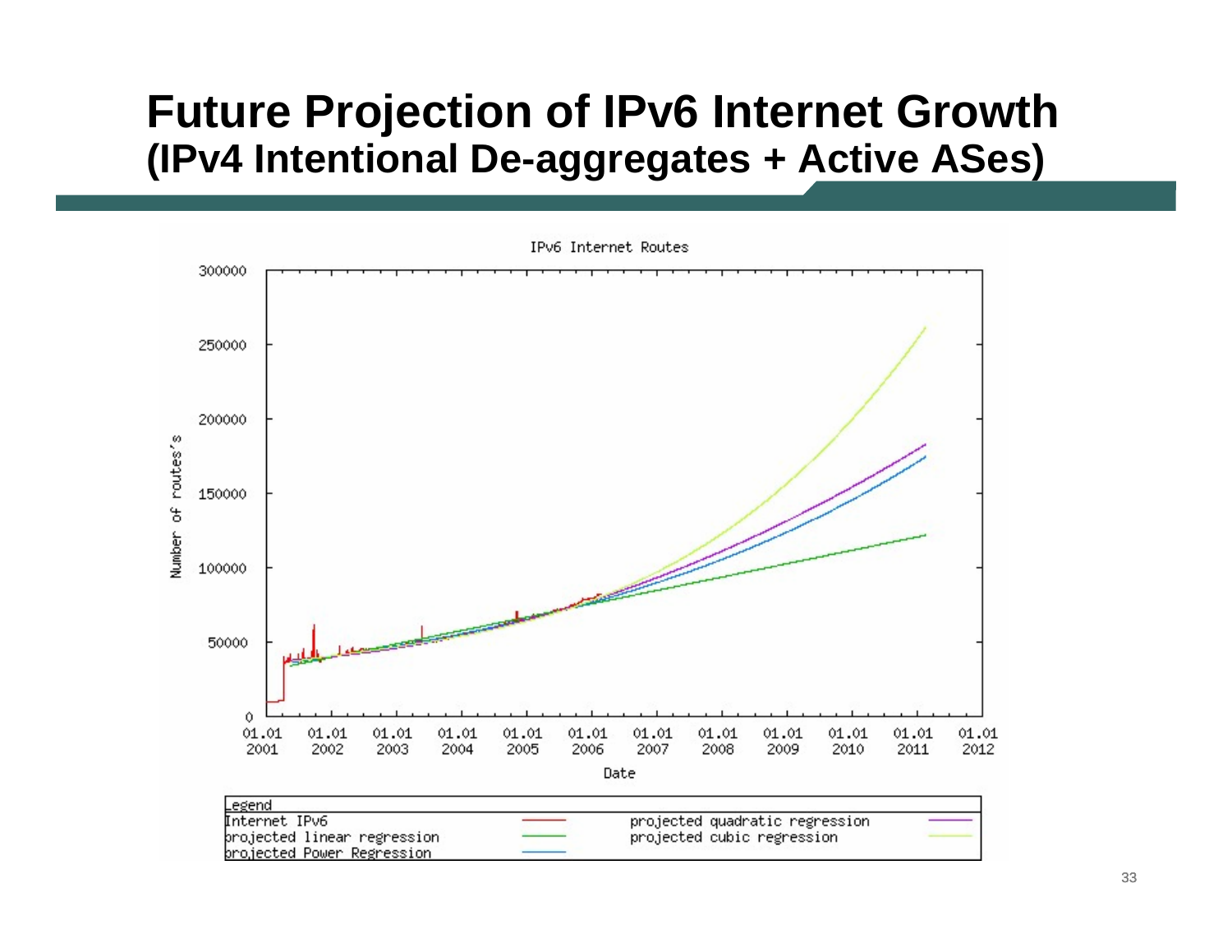# Future Projection of IPv6 Internet Growth
## (IPv4 Intentional De-aggregates + Active ASes)

IPv6 Internet Routes

Number of routes's

Date

| Legend | | | |
|---|---|---|---|
| Internet IPv6 | | projected quadratic regression | |
| projected linear regression | | projected cubic regression | |
| projected Power Regression | | | |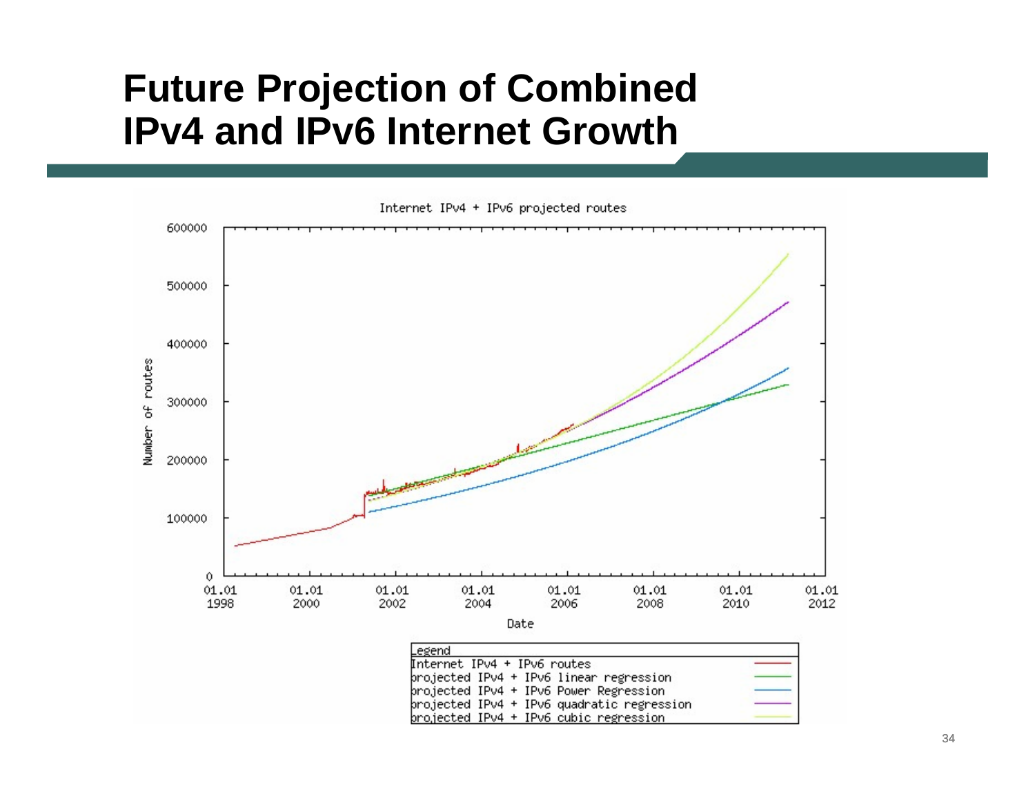# Future Projection of Combined IPv4 and IPv6 Internet Growth

Internet IPv4 + IPv6 projected routes

Number of routes

Date

| Legend | |
|---|---|
| Internet IPv4 + IPv6 routes | |
| projected IPv4 + IPv6 linear regression | |
| projected IPv4 + IPv6 Power Regression | |
| projected IPv4 + IPv6 quadratic regression | |
| projected IPv4 + IPv6 cubic regression | |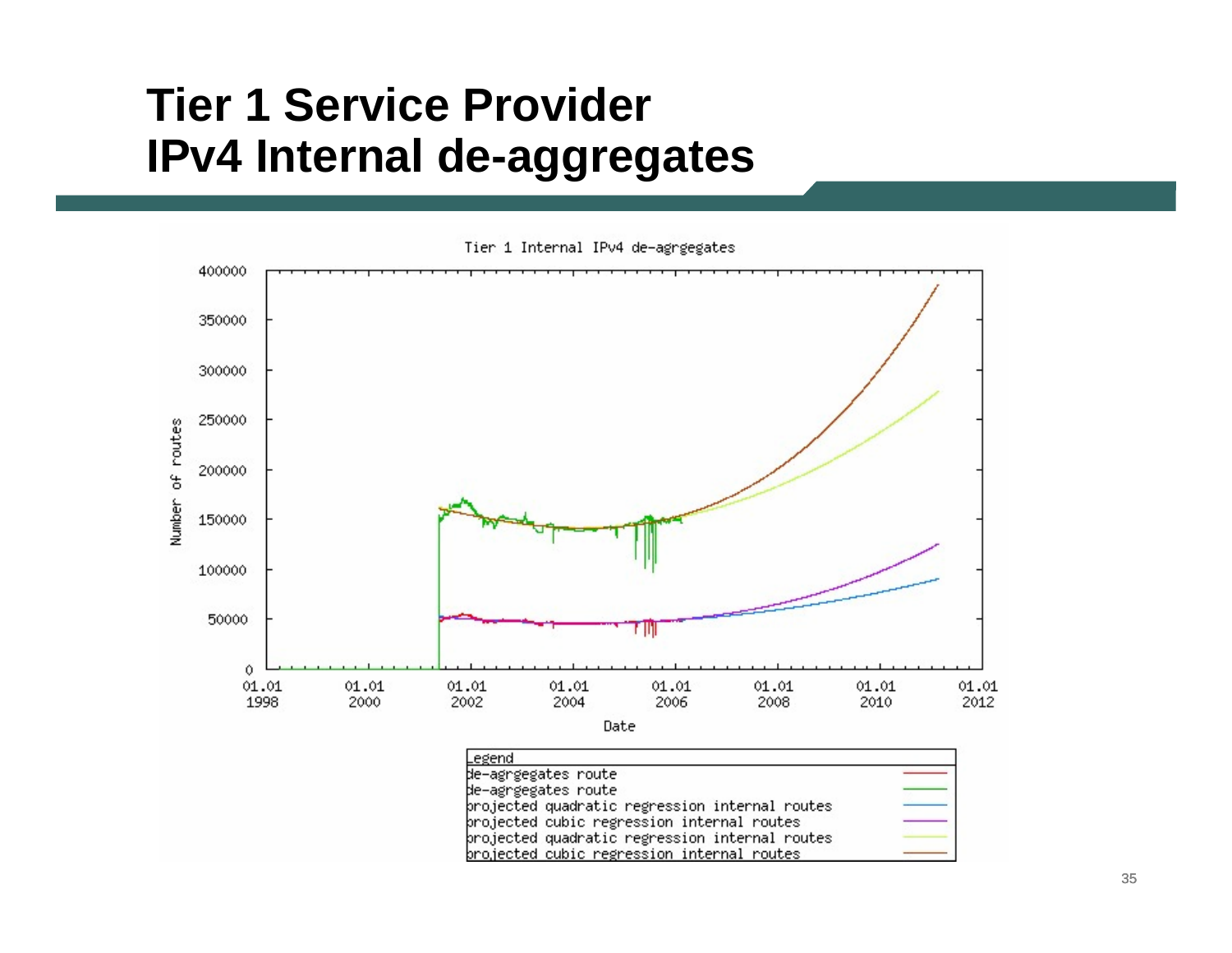# Tier 1 Service Provider IPv4 Internal de-aggregates

Tier 1 Internal IPv4 de-agrgegates

Legend
- de-agrgegates route
- de-agrgegates route
- projected quadratic regression internal routes
- projected cubic regression internal routes
- projected quadratic regression internal routes
- projected cubic regression internal routes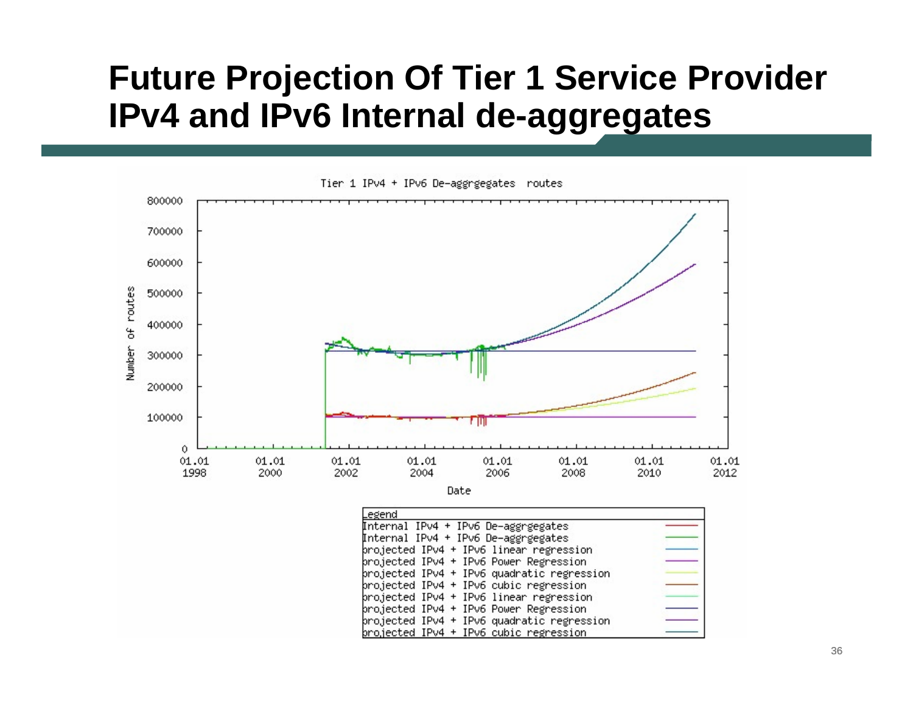# Future Projection Of Tier 1 Service Provider IPv4 and IPv6 Internal de-aggregates

Tier 1 IPv4 + IPv6 De-aggrgegates routes

Number of routes

800000
700000
600000
500000
400000
300000
200000
100000
0

01.01 1998 | 01.01 2000 | 01.01 2002 | 01.01 2004 | 01.01 2006 | 01.01 2008 | 01.01 2010 | 01.01 2012

Date

| Legend |
|---|
| Internal IPv4 + IPv6 De-aggrgegates |
| Internal IPv4 + IPv6 De-aggrgegates |
| projected IPv4 + IPv6 linear regression |
| projected IPv4 + IPv6 Power Regression |
| projected IPv4 + IPv6 quadratic regression |
| projected IPv4 + IPv6 cubic regression |
| projected IPv4 + IPv6 linear regression |
| projected IPv4 + IPv6 Power Regression |
| projected IPv4 + IPv6 quadratic regression |
| projected IPv4 + IPv6 cubic regression |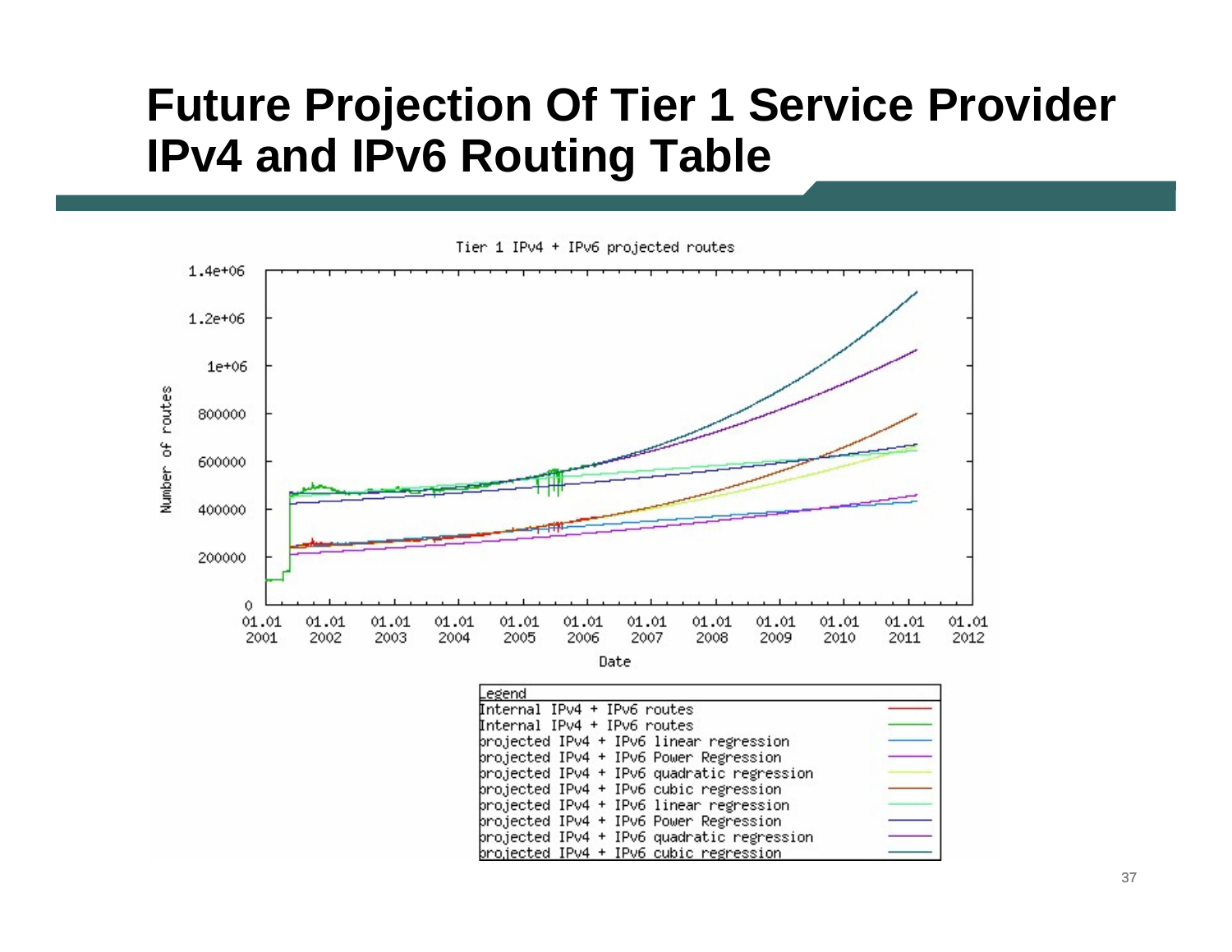# Future Projection Of Tier 1 Service Provider IPv4 and IPv6 Routing Table

Tier 1 IPv4 + IPv6 projected routes

Number of routes: 0, 200000, 400000, 600000, 800000, 1e+06, 1.2e+06, 1.4e+06

Date: 01.01 2001, 01.01 2002, 01.01 2003, 01.01 2004, 01.01 2005, 01.01 2006, 01.01 2007, 01.01 2008, 01.01 2009, 01.01 2010, 01.01 2011, 01.01 2012

Legend
- Internal IPv4 + IPv6 routes
- Internal IPv4 + IPv6 routes
- projected IPv4 + IPv6 linear regression
- projected IPv4 + IPv6 Power Regression
- projected IPv4 + IPv6 quadratic regression
- projected IPv4 + IPv6 cubic regression
- projected IPv4 + IPv6 linear regression
- projected IPv4 + IPv6 Power Regression
- projected IPv4 + IPv6 quadratic regression
- projected IPv4 + IPv6 cubic regression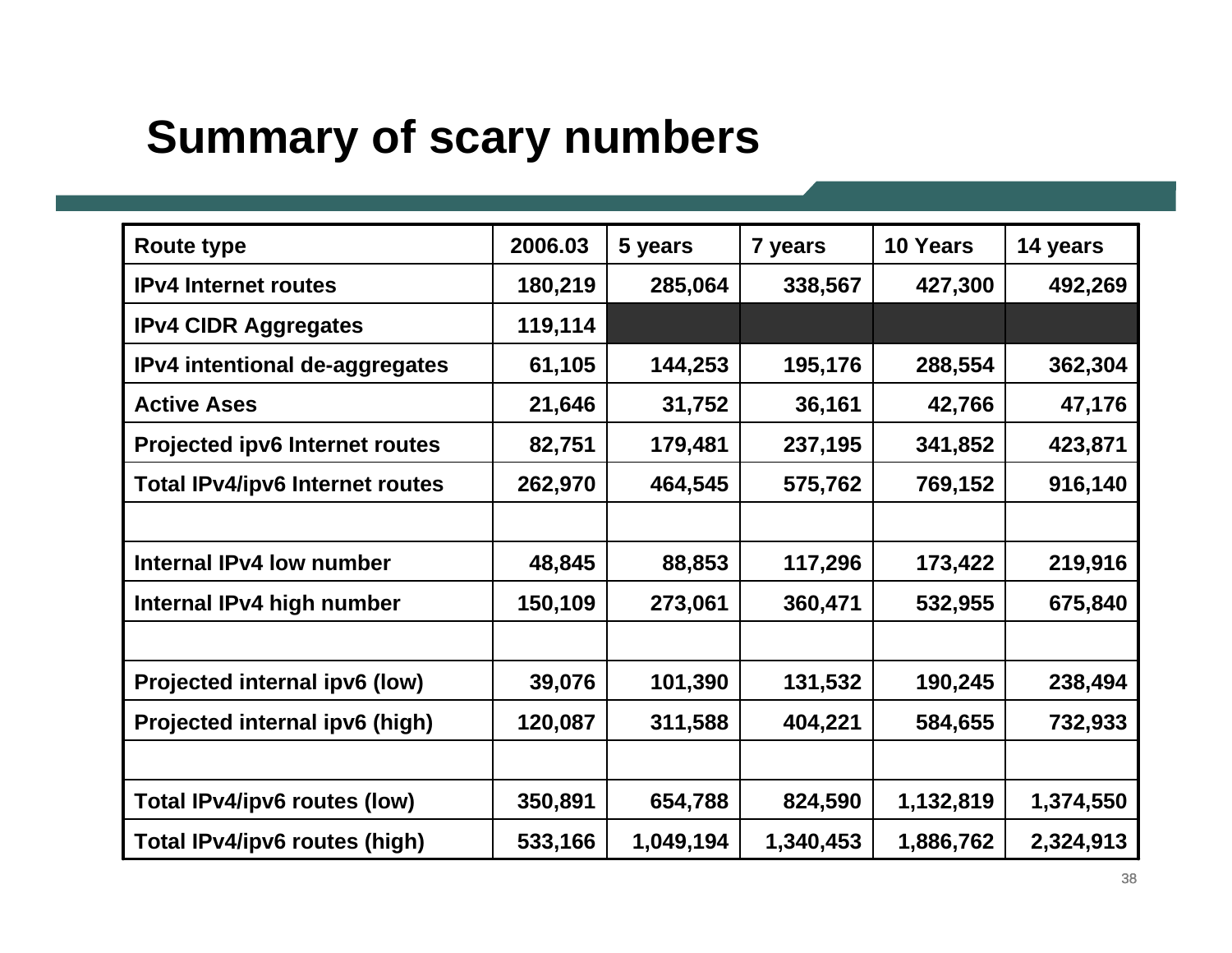# Summary of scary numbers

| Route type | 2006.03 | 5 years | 7 years | 10 Years | 14 years |
|---|---|---|---|---|---|
| IPv4 Internet routes | 180,219 | 285,064 | 338,567 | 427,300 | 492,269 |
| IPv4 CIDR Aggregates | 119,114 | | | | |
| IPv4 intentional de-aggregates | 61,105 | 144,253 | 195,176 | 288,554 | 362,304 |
| Active Ases | 21,646 | 31,752 | 36,161 | 42,766 | 47,176 |
| Projected ipv6 Internet routes | 82,751 | 179,481 | 237,195 | 341,852 | 423,871 |
| Total IPv4/ipv6 Internet routes | 262,970 | 464,545 | 575,762 | 769,152 | 916,140 |
| | | | | | |
| Internal IPv4 low number | 48,845 | 88,853 | 117,296 | 173,422 | 219,916 |
| Internal IPv4 high number | 150,109 | 273,061 | 360,471 | 532,955 | 675,840 |
| | | | | | |
| Projected internal ipv6 (low) | 39,076 | 101,390 | 131,532 | 190,245 | 238,494 |
| Projected internal ipv6 (high) | 120,087 | 311,588 | 404,221 | 584,655 | 732,933 |
| | | | | | |
| Total IPv4/ipv6 routes (low) | 350,891 | 654,788 | 824,590 | 1,132,819 | 1,374,550 |
| Total IPv4/ipv6 routes (high) | 533,166 | 1,049,194 | 1,340,453 | 1,886,762 | 2,324,913 |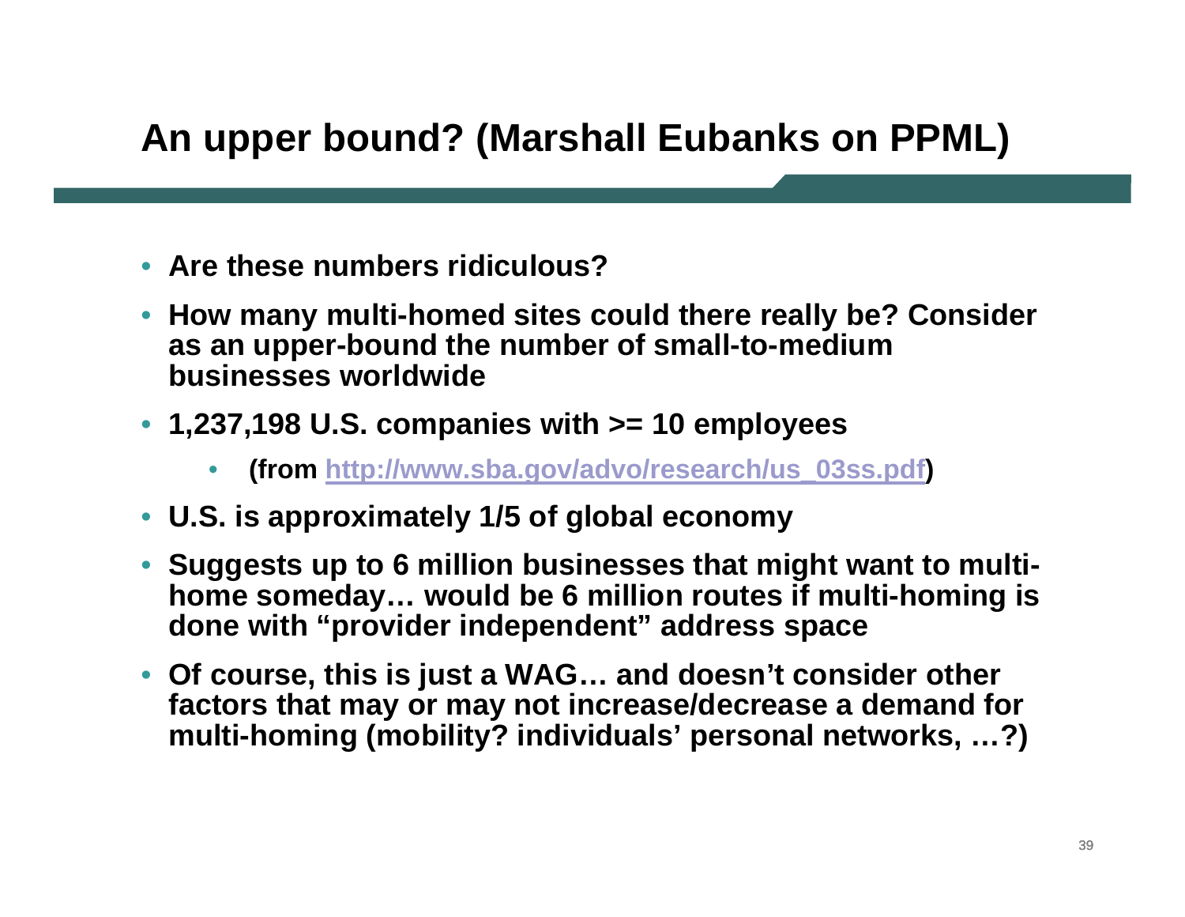# An upper bound? (Marshall Eubanks on PPML)

- **Are these numbers ridiculous?**
- **How many multi-homed sites could there really be? Consider as an upper-bound the number of small-to-medium businesses worldwide**
- **1,237,198 U.S. companies with >= 10 employees**
  - **(from [http://www.sba.gov/advo/research/us_03ss.pdf](http://www.sba.gov/advo/research/us_03ss.pdf))**
- **U.S. is approximately 1/5 of global economy**
- **Suggests up to 6 million businesses that might want to multi-home someday… would be 6 million routes if multi-homing is done with "provider independent" address space**
- **Of course, this is just a WAG… and doesn't consider other factors that may or may not increase/decrease a demand for multi-homing (mobility? individuals' personal networks, …?)**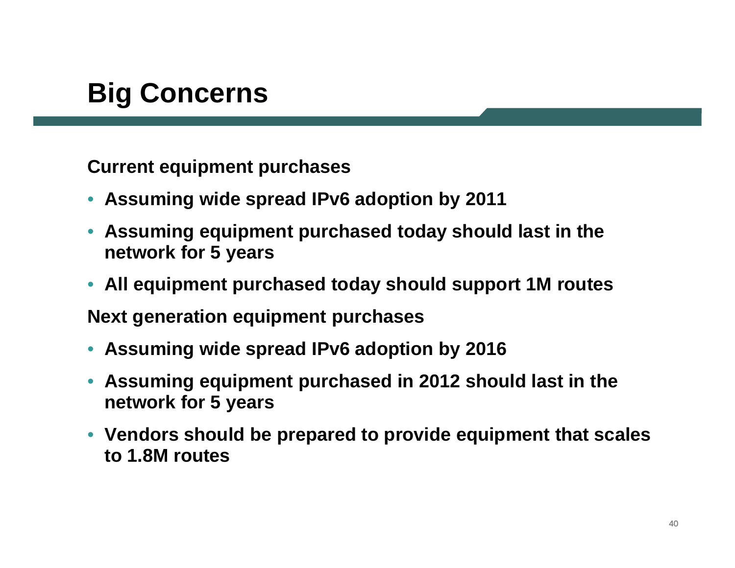# Big Concerns

**Current equipment purchases**

- **Assuming wide spread IPv6 adoption by 2011**
- **Assuming equipment purchased today should last in the network for 5 years**
- **All equipment purchased today should support 1M routes**

**Next generation equipment purchases**

- **Assuming wide spread IPv6 adoption by 2016**
- **Assuming equipment purchased in 2012 should last in the network for 5 years**
- **Vendors should be prepared to provide equipment that scales to 1.8M routes**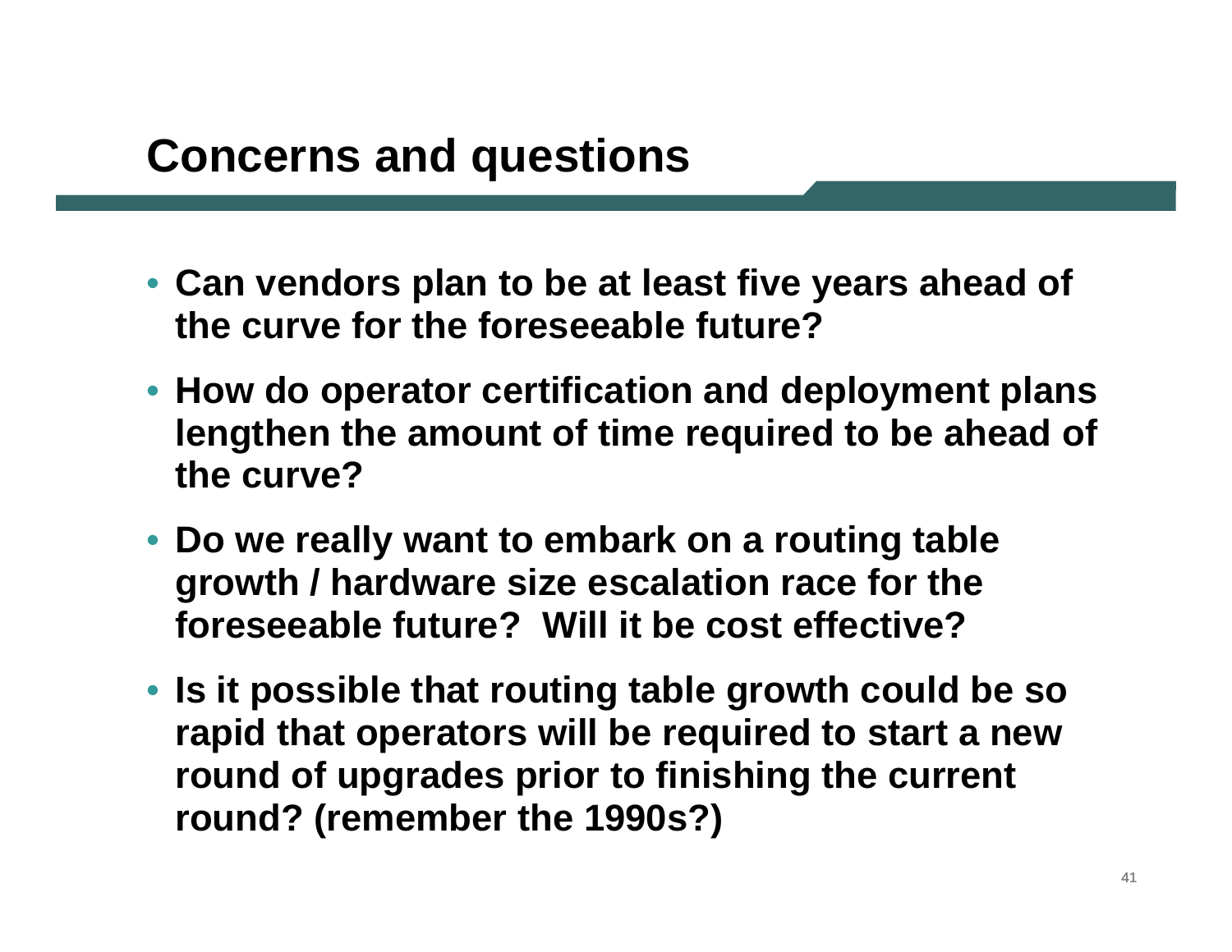# Concerns and questions

- **Can vendors plan to be at least five years ahead of the curve for the foreseeable future?**
- **How do operator certification and deployment plans lengthen the amount of time required to be ahead of the curve?**
- **Do we really want to embark on a routing table growth / hardware size escalation race for the foreseeable future? Will it be cost effective?**
- **Is it possible that routing table growth could be so rapid that operators will be required to start a new round of upgrades prior to finishing the current round? (remember the 1990s?)**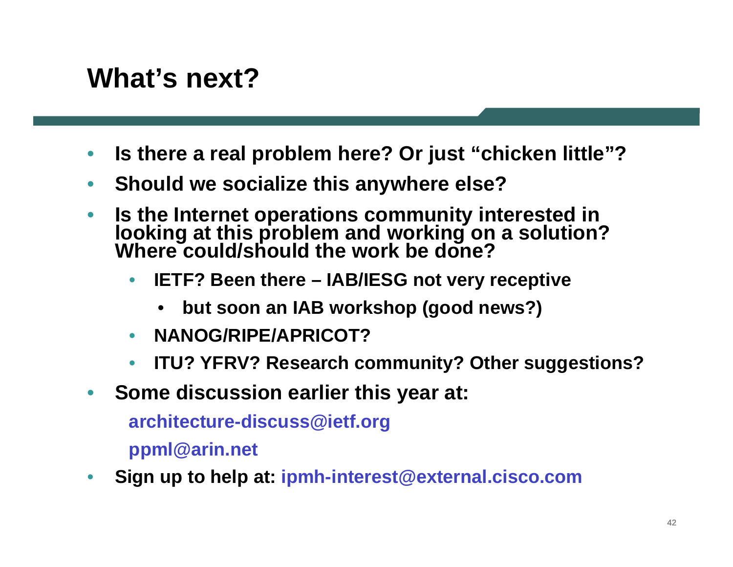# What's next?

- **Is there a real problem here? Or just "chicken little"?**
- **Should we socialize this anywhere else?**
- **Is the Internet operations community interested in looking at this problem and working on a solution? Where could/should the work be done?**
  - **IETF? Been there – IAB/IESG not very receptive**
    - **but soon an IAB workshop (good news?)**
  - **NANOG/RIPE/APRICOT?**
  - **ITU? YFRV? Research community? Other suggestions?**
- **Some discussion earlier this year at:**

  **architecture-discuss@ietf.org**

  **ppml@arin.net**
- **Sign up to help at: ipmh-interest@external.cisco.com**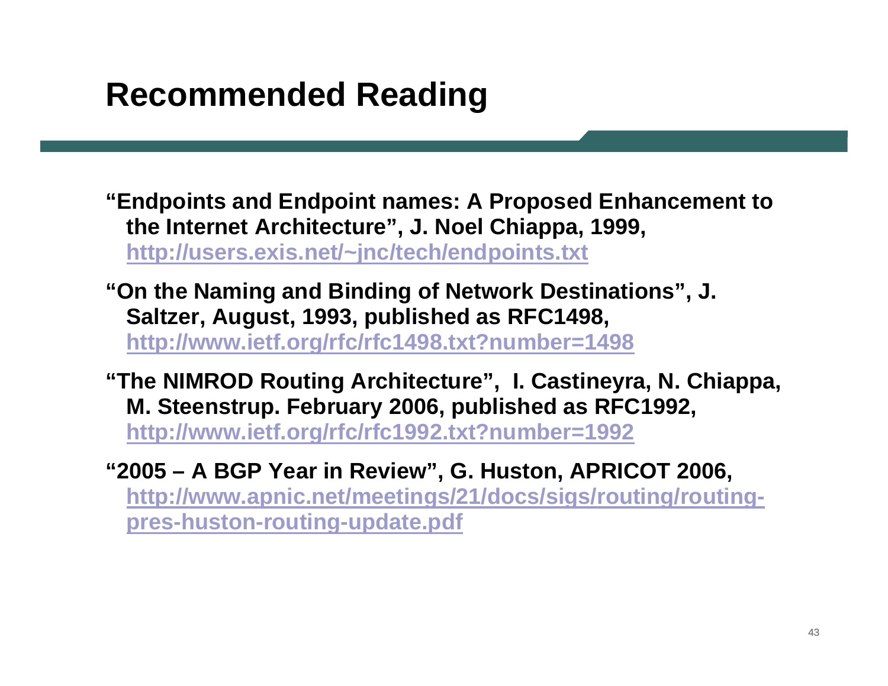# Recommended Reading

**"Endpoints and Endpoint names: A Proposed Enhancement to the Internet Architecture", J. Noel Chiappa, 1999, http://users.exis.net/~jnc/tech/endpoints.txt**

**"On the Naming and Binding of Network Destinations", J. Saltzer, August, 1993, published as RFC1498, http://www.ietf.org/rfc/rfc1498.txt?number=1498**

**"The NIMROD Routing Architecture", I. Castineyra, N. Chiappa, M. Steenstrup. February 2006, published as RFC1992, http://www.ietf.org/rfc/rfc1992.txt?number=1992**

**"2005 – A BGP Year in Review", G. Huston, APRICOT 2006, http://www.apnic.net/meetings/21/docs/sigs/routing/routing-pres-huston-routing-update.pdf**